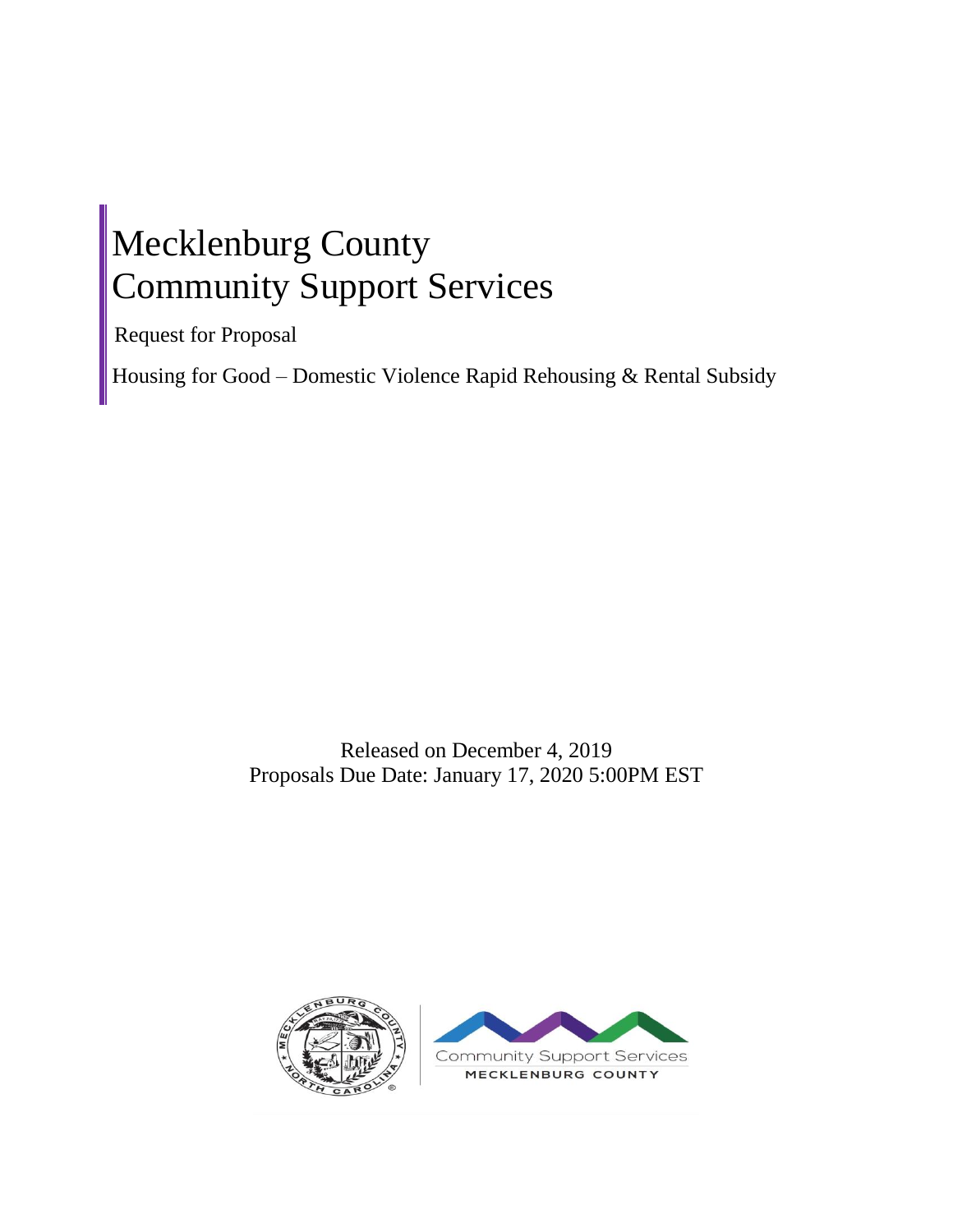# Mecklenburg County
# Community Support Services

Request for Proposal

Housing for Good – Domestic Violence Rapid Rehousing & Rental Subsidy

Released on December 4, 2019

Proposals Due Date: January 17, 2020 5:00PM EST

Community Support Services

MECKLENBURG COUNTY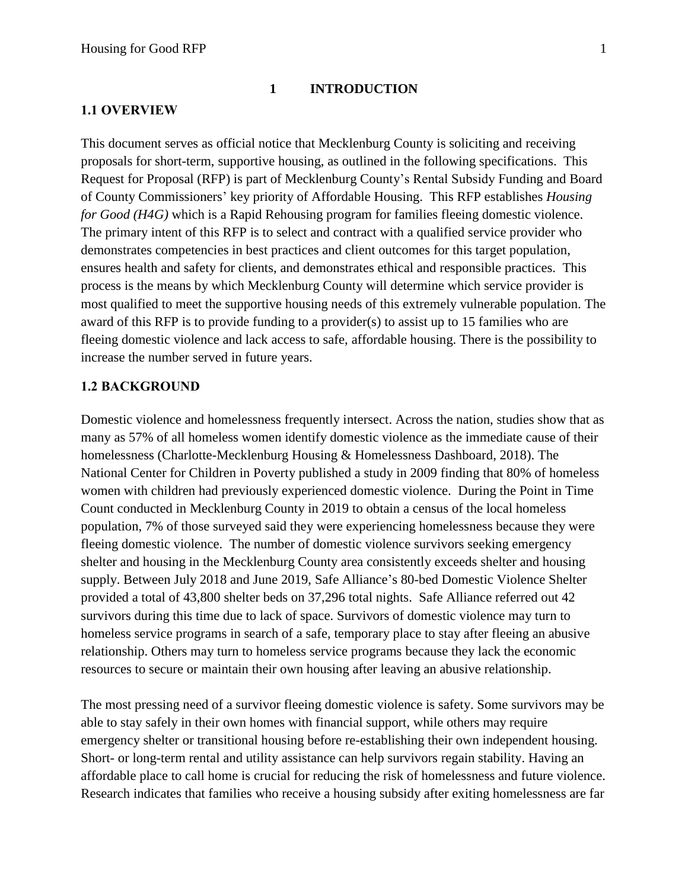# 1 INTRODUCTION

## 1.1 OVERVIEW

This document serves as official notice that Mecklenburg County is soliciting and receiving proposals for short-term, supportive housing, as outlined in the following specifications. This Request for Proposal (RFP) is part of Mecklenburg County's Rental Subsidy Funding and Board of County Commissioners' key priority of Affordable Housing. This RFP establishes *Housing for Good (H4G)* which is a Rapid Rehousing program for families fleeing domestic violence. The primary intent of this RFP is to select and contract with a qualified service provider who demonstrates competencies in best practices and client outcomes for this target population, ensures health and safety for clients, and demonstrates ethical and responsible practices. This process is the means by which Mecklenburg County will determine which service provider is most qualified to meet the supportive housing needs of this extremely vulnerable population. The award of this RFP is to provide funding to a provider(s) to assist up to 15 families who are fleeing domestic violence and lack access to safe, affordable housing. There is the possibility to increase the number served in future years.

## 1.2 BACKGROUND

Domestic violence and homelessness frequently intersect. Across the nation, studies show that as many as 57% of all homeless women identify domestic violence as the immediate cause of their homelessness (Charlotte-Mecklenburg Housing & Homelessness Dashboard, 2018). The National Center for Children in Poverty published a study in 2009 finding that 80% of homeless women with children had previously experienced domestic violence. During the Point in Time Count conducted in Mecklenburg County in 2019 to obtain a census of the local homeless population, 7% of those surveyed said they were experiencing homelessness because they were fleeing domestic violence. The number of domestic violence survivors seeking emergency shelter and housing in the Mecklenburg County area consistently exceeds shelter and housing supply. Between July 2018 and June 2019, Safe Alliance's 80-bed Domestic Violence Shelter provided a total of 43,800 shelter beds on 37,296 total nights. Safe Alliance referred out 42 survivors during this time due to lack of space. Survivors of domestic violence may turn to homeless service programs in search of a safe, temporary place to stay after fleeing an abusive relationship. Others may turn to homeless service programs because they lack the economic resources to secure or maintain their own housing after leaving an abusive relationship.

The most pressing need of a survivor fleeing domestic violence is safety. Some survivors may be able to stay safely in their own homes with financial support, while others may require emergency shelter or transitional housing before re-establishing their own independent housing. Short- or long-term rental and utility assistance can help survivors regain stability. Having an affordable place to call home is crucial for reducing the risk of homelessness and future violence. Research indicates that families who receive a housing subsidy after exiting homelessness are far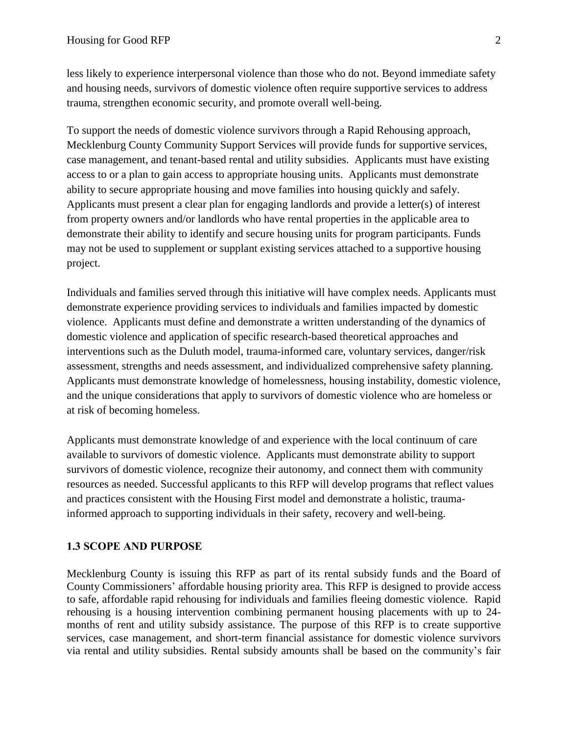less likely to experience interpersonal violence than those who do not. Beyond immediate safety and housing needs, survivors of domestic violence often require supportive services to address trauma, strengthen economic security, and promote overall well-being.

To support the needs of domestic violence survivors through a Rapid Rehousing approach, Mecklenburg County Community Support Services will provide funds for supportive services, case management, and tenant-based rental and utility subsidies. Applicants must have existing access to or a plan to gain access to appropriate housing units. Applicants must demonstrate ability to secure appropriate housing and move families into housing quickly and safely. Applicants must present a clear plan for engaging landlords and provide a letter(s) of interest from property owners and/or landlords who have rental properties in the applicable area to demonstrate their ability to identify and secure housing units for program participants. Funds may not be used to supplement or supplant existing services attached to a supportive housing project.

Individuals and families served through this initiative will have complex needs. Applicants must demonstrate experience providing services to individuals and families impacted by domestic violence. Applicants must define and demonstrate a written understanding of the dynamics of domestic violence and application of specific research-based theoretical approaches and interventions such as the Duluth model, trauma-informed care, voluntary services, danger/risk assessment, strengths and needs assessment, and individualized comprehensive safety planning. Applicants must demonstrate knowledge of homelessness, housing instability, domestic violence, and the unique considerations that apply to survivors of domestic violence who are homeless or at risk of becoming homeless.

Applicants must demonstrate knowledge of and experience with the local continuum of care available to survivors of domestic violence. Applicants must demonstrate ability to support survivors of domestic violence, recognize their autonomy, and connect them with community resources as needed. Successful applicants to this RFP will develop programs that reflect values and practices consistent with the Housing First model and demonstrate a holistic, trauma-informed approach to supporting individuals in their safety, recovery and well-being.

### 1.3 SCOPE AND PURPOSE

Mecklenburg County is issuing this RFP as part of its rental subsidy funds and the Board of County Commissioners' affordable housing priority area. This RFP is designed to provide access to safe, affordable rapid rehousing for individuals and families fleeing domestic violence. Rapid rehousing is a housing intervention combining permanent housing placements with up to 24-months of rent and utility subsidy assistance. The purpose of this RFP is to create supportive services, case management, and short-term financial assistance for domestic violence survivors via rental and utility subsidies. Rental subsidy amounts shall be based on the community's fair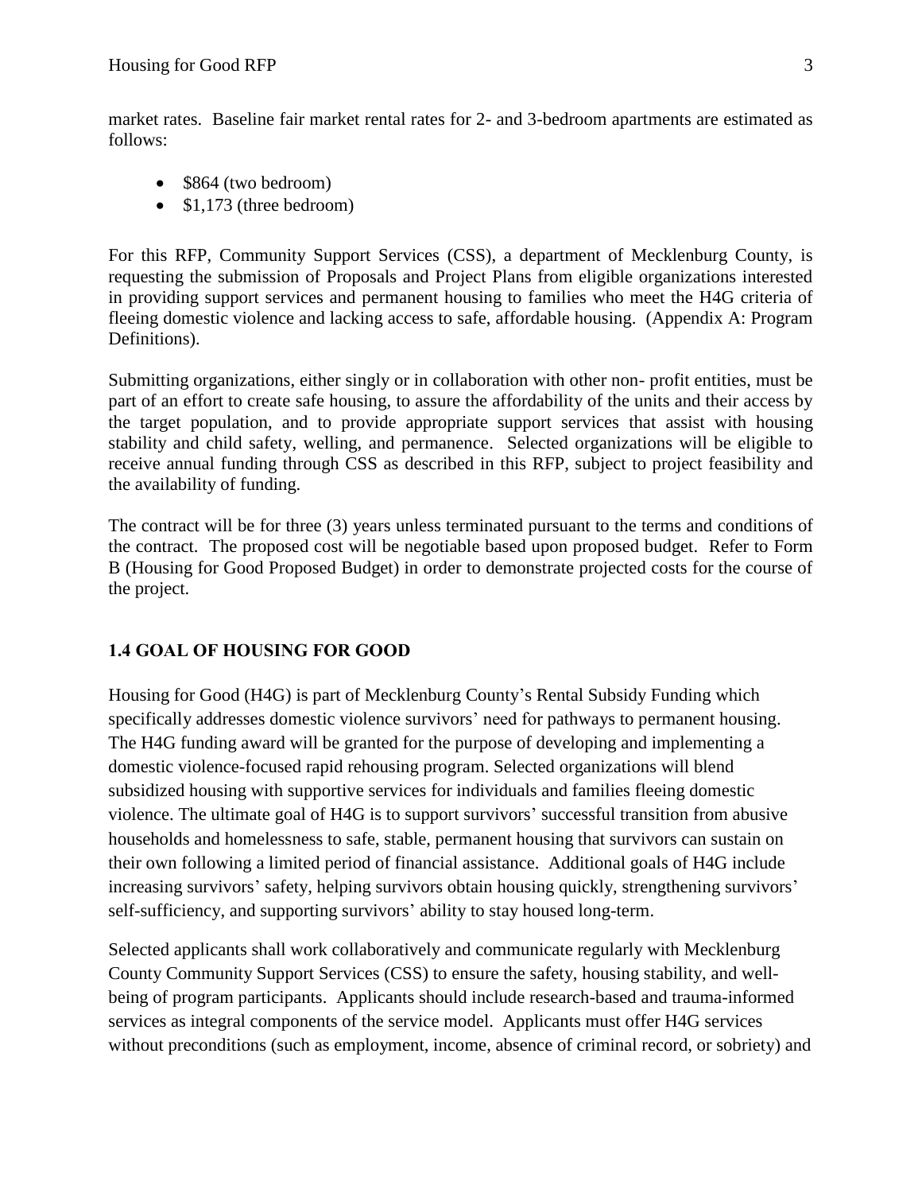market rates. Baseline fair market rental rates for 2- and 3-bedroom apartments are estimated as follows:

- $864 (two bedroom)
- $1,173 (three bedroom)

For this RFP, Community Support Services (CSS), a department of Mecklenburg County, is requesting the submission of Proposals and Project Plans from eligible organizations interested in providing support services and permanent housing to families who meet the H4G criteria of fleeing domestic violence and lacking access to safe, affordable housing. (Appendix A: Program Definitions).

Submitting organizations, either singly or in collaboration with other non- profit entities, must be part of an effort to create safe housing, to assure the affordability of the units and their access by the target population, and to provide appropriate support services that assist with housing stability and child safety, welling, and permanence. Selected organizations will be eligible to receive annual funding through CSS as described in this RFP, subject to project feasibility and the availability of funding.

The contract will be for three (3) years unless terminated pursuant to the terms and conditions of the contract. The proposed cost will be negotiable based upon proposed budget. Refer to Form B (Housing for Good Proposed Budget) in order to demonstrate projected costs for the course of the project.

## 1.4 GOAL OF HOUSING FOR GOOD

Housing for Good (H4G) is part of Mecklenburg County's Rental Subsidy Funding which specifically addresses domestic violence survivors' need for pathways to permanent housing. The H4G funding award will be granted for the purpose of developing and implementing a domestic violence-focused rapid rehousing program. Selected organizations will blend subsidized housing with supportive services for individuals and families fleeing domestic violence. The ultimate goal of H4G is to support survivors' successful transition from abusive households and homelessness to safe, stable, permanent housing that survivors can sustain on their own following a limited period of financial assistance. Additional goals of H4G include increasing survivors' safety, helping survivors obtain housing quickly, strengthening survivors' self-sufficiency, and supporting survivors' ability to stay housed long-term.

Selected applicants shall work collaboratively and communicate regularly with Mecklenburg County Community Support Services (CSS) to ensure the safety, housing stability, and well-being of program participants. Applicants should include research-based and trauma-informed services as integral components of the service model. Applicants must offer H4G services without preconditions (such as employment, income, absence of criminal record, or sobriety) and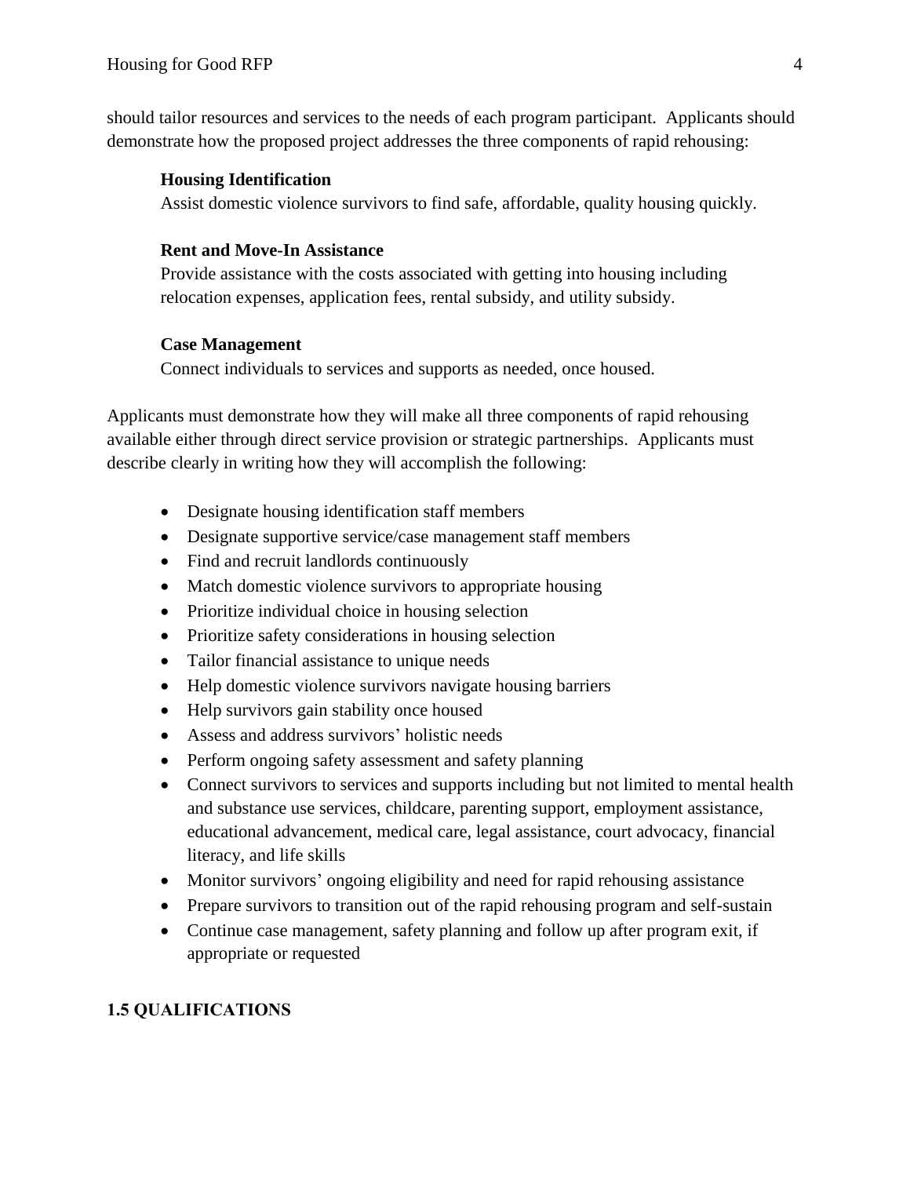should tailor resources and services to the needs of each program participant. Applicants should demonstrate how the proposed project addresses the three components of rapid rehousing:

**Housing Identification**
Assist domestic violence survivors to find safe, affordable, quality housing quickly.

**Rent and Move-In Assistance**
Provide assistance with the costs associated with getting into housing including relocation expenses, application fees, rental subsidy, and utility subsidy.

**Case Management**
Connect individuals to services and supports as needed, once housed.

Applicants must demonstrate how they will make all three components of rapid rehousing available either through direct service provision or strategic partnerships. Applicants must describe clearly in writing how they will accomplish the following:

- Designate housing identification staff members
- Designate supportive service/case management staff members
- Find and recruit landlords continuously
- Match domestic violence survivors to appropriate housing
- Prioritize individual choice in housing selection
- Prioritize safety considerations in housing selection
- Tailor financial assistance to unique needs
- Help domestic violence survivors navigate housing barriers
- Help survivors gain stability once housed
- Assess and address survivors' holistic needs
- Perform ongoing safety assessment and safety planning
- Connect survivors to services and supports including but not limited to mental health and substance use services, childcare, parenting support, employment assistance, educational advancement, medical care, legal assistance, court advocacy, financial literacy, and life skills
- Monitor survivors' ongoing eligibility and need for rapid rehousing assistance
- Prepare survivors to transition out of the rapid rehousing program and self-sustain
- Continue case management, safety planning and follow up after program exit, if appropriate or requested

## 1.5 QUALIFICATIONS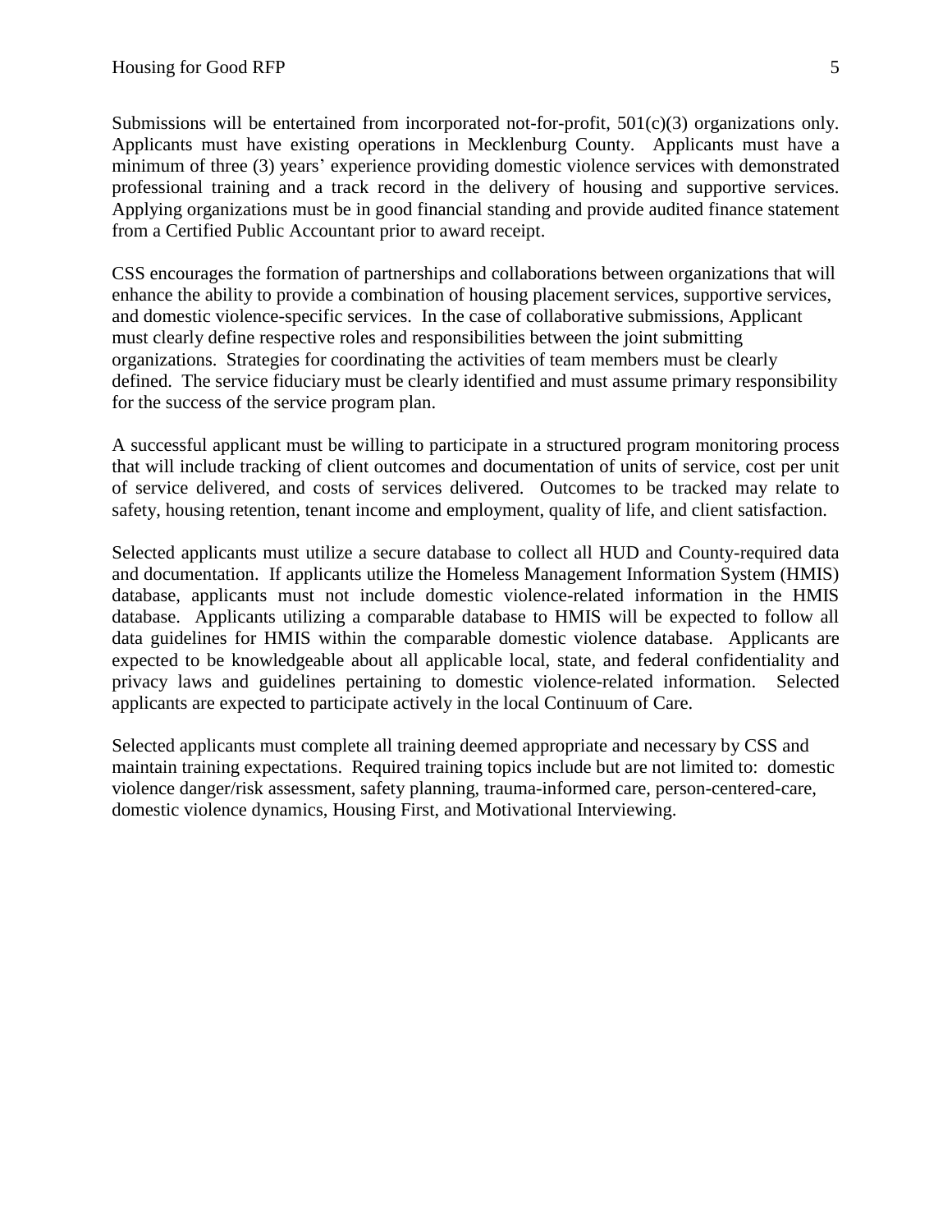Submissions will be entertained from incorporated not-for-profit, 501(c)(3) organizations only. Applicants must have existing operations in Mecklenburg County. Applicants must have a minimum of three (3) years' experience providing domestic violence services with demonstrated professional training and a track record in the delivery of housing and supportive services. Applying organizations must be in good financial standing and provide audited finance statement from a Certified Public Accountant prior to award receipt.

CSS encourages the formation of partnerships and collaborations between organizations that will enhance the ability to provide a combination of housing placement services, supportive services, and domestic violence-specific services. In the case of collaborative submissions, Applicant must clearly define respective roles and responsibilities between the joint submitting organizations. Strategies for coordinating the activities of team members must be clearly defined. The service fiduciary must be clearly identified and must assume primary responsibility for the success of the service program plan.

A successful applicant must be willing to participate in a structured program monitoring process that will include tracking of client outcomes and documentation of units of service, cost per unit of service delivered, and costs of services delivered. Outcomes to be tracked may relate to safety, housing retention, tenant income and employment, quality of life, and client satisfaction.

Selected applicants must utilize a secure database to collect all HUD and County-required data and documentation. If applicants utilize the Homeless Management Information System (HMIS) database, applicants must not include domestic violence-related information in the HMIS database. Applicants utilizing a comparable database to HMIS will be expected to follow all data guidelines for HMIS within the comparable domestic violence database. Applicants are expected to be knowledgeable about all applicable local, state, and federal confidentiality and privacy laws and guidelines pertaining to domestic violence-related information. Selected applicants are expected to participate actively in the local Continuum of Care.

Selected applicants must complete all training deemed appropriate and necessary by CSS and maintain training expectations. Required training topics include but are not limited to: domestic violence danger/risk assessment, safety planning, trauma-informed care, person-centered-care, domestic violence dynamics, Housing First, and Motivational Interviewing.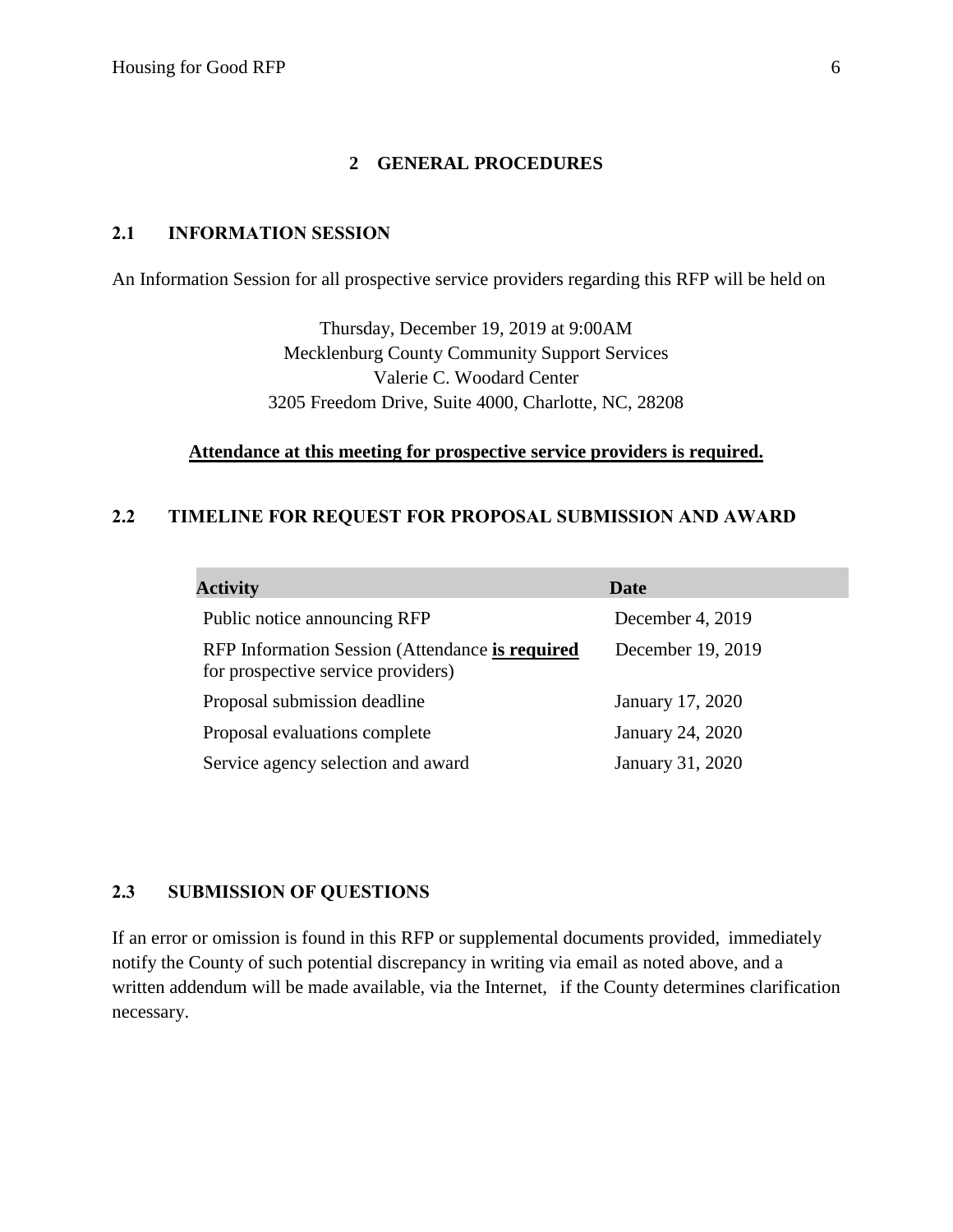# 2 GENERAL PROCEDURES

## 2.1 INFORMATION SESSION

An Information Session for all prospective service providers regarding this RFP will be held on

Thursday, December 19, 2019 at 9:00AM
Mecklenburg County Community Support Services
Valerie C. Woodard Center
3205 Freedom Drive, Suite 4000, Charlotte, NC, 28208

**Attendance at this meeting for prospective service providers is required.**

## 2.2 TIMELINE FOR REQUEST FOR PROPOSAL SUBMISSION AND AWARD

| Activity | Date |
|---|---|
| Public notice announcing RFP | December 4, 2019 |
| RFP Information Session (Attendance **is required** for prospective service providers) | December 19, 2019 |
| Proposal submission deadline | January 17, 2020 |
| Proposal evaluations complete | January 24, 2020 |
| Service agency selection and award | January 31, 2020 |

## 2.3 SUBMISSION OF QUESTIONS

If an error or omission is found in this RFP or supplemental documents provided, immediately notify the County of such potential discrepancy in writing via email as noted above, and a written addendum will be made available, via the Internet, if the County determines clarification necessary.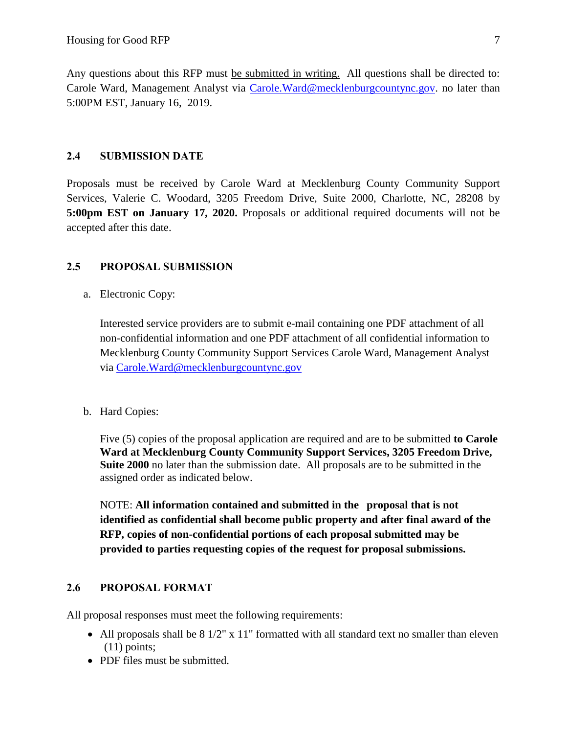Any questions about this RFP must be submitted in writing. All questions shall be directed to: Carole Ward, Management Analyst via Carole.Ward@mecklenburgcountync.gov. no later than 5:00PM EST, January 16, 2019.

## 2.4 SUBMISSION DATE

Proposals must be received by Carole Ward at Mecklenburg County Community Support Services, Valerie C. Woodard, 3205 Freedom Drive, Suite 2000, Charlotte, NC, 28208 by **5:00pm EST on January 17, 2020.** Proposals or additional required documents will not be accepted after this date.

## 2.5 PROPOSAL SUBMISSION

a. Electronic Copy:

   Interested service providers are to submit e-mail containing one PDF attachment of all non-confidential information and one PDF attachment of all confidential information to Mecklenburg County Community Support Services Carole Ward, Management Analyst via Carole.Ward@mecklenburgcountync.gov

b. Hard Copies:

   Five (5) copies of the proposal application are required and are to be submitted **to Carole Ward at Mecklenburg County Community Support Services, 3205 Freedom Drive, Suite 2000** no later than the submission date. All proposals are to be submitted in the assigned order as indicated below.

   NOTE: **All information contained and submitted in the proposal that is not identified as confidential shall become public property and after final award of the RFP, copies of non-confidential portions of each proposal submitted may be provided to parties requesting copies of the request for proposal submissions.**

## 2.6 PROPOSAL FORMAT

All proposal responses must meet the following requirements:

- All proposals shall be 8 1/2" x 11" formatted with all standard text no smaller than eleven (11) points;
- PDF files must be submitted.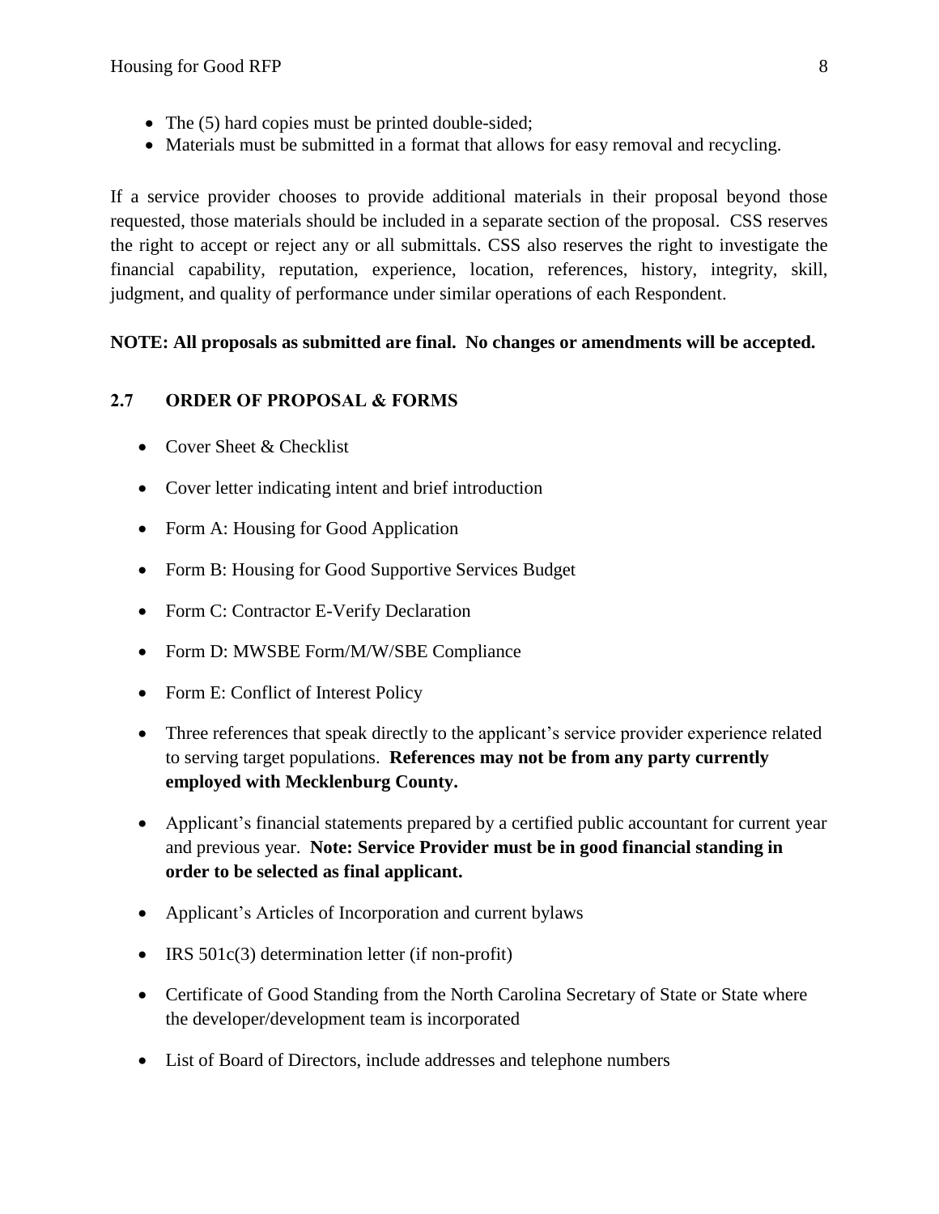- The (5) hard copies must be printed double-sided;
- Materials must be submitted in a format that allows for easy removal and recycling.

If a service provider chooses to provide additional materials in their proposal beyond those requested, those materials should be included in a separate section of the proposal. CSS reserves the right to accept or reject any or all submittals. CSS also reserves the right to investigate the financial capability, reputation, experience, location, references, history, integrity, skill, judgment, and quality of performance under similar operations of each Respondent.

**NOTE: All proposals as submitted are final. No changes or amendments will be accepted.**

### 2.7 ORDER OF PROPOSAL & FORMS

- Cover Sheet & Checklist
- Cover letter indicating intent and brief introduction
- Form A: Housing for Good Application
- Form B: Housing for Good Supportive Services Budget
- Form C: Contractor E-Verify Declaration
- Form D: MWSBE Form/M/W/SBE Compliance
- Form E: Conflict of Interest Policy
- Three references that speak directly to the applicant's service provider experience related to serving target populations. **References may not be from any party currently employed with Mecklenburg County.**
- Applicant's financial statements prepared by a certified public accountant for current year and previous year. **Note: Service Provider must be in good financial standing in order to be selected as final applicant.**
- Applicant's Articles of Incorporation and current bylaws
- IRS 501c(3) determination letter (if non-profit)
- Certificate of Good Standing from the North Carolina Secretary of State or State where the developer/development team is incorporated
- List of Board of Directors, include addresses and telephone numbers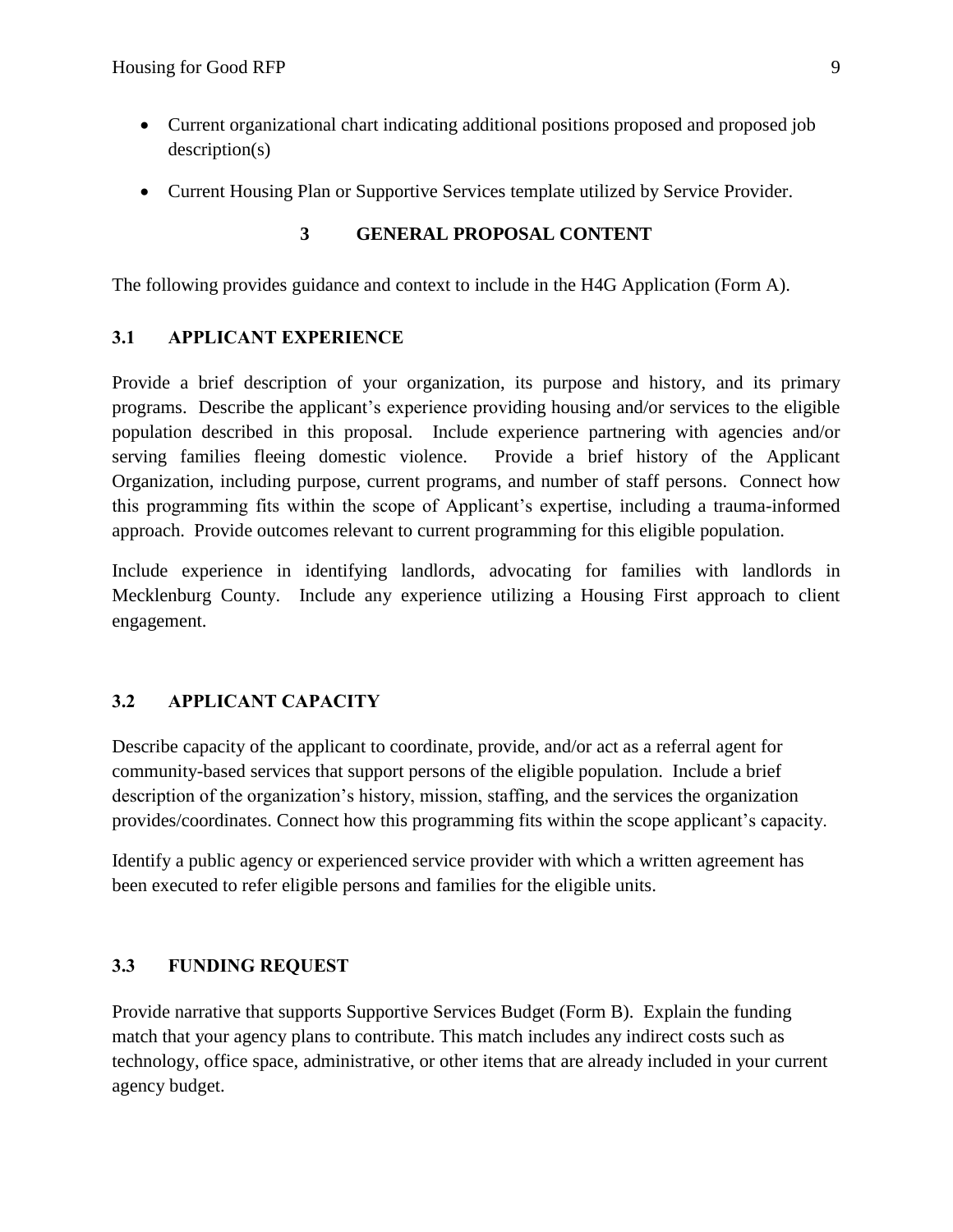- Current organizational chart indicating additional positions proposed and proposed job description(s)
- Current Housing Plan or Supportive Services template utilized by Service Provider.

## 3 GENERAL PROPOSAL CONTENT

The following provides guidance and context to include in the H4G Application (Form A).

### 3.1 APPLICANT EXPERIENCE

Provide a brief description of your organization, its purpose and history, and its primary programs. Describe the applicant's experience providing housing and/or services to the eligible population described in this proposal. Include experience partnering with agencies and/or serving families fleeing domestic violence. Provide a brief history of the Applicant Organization, including purpose, current programs, and number of staff persons. Connect how this programming fits within the scope of Applicant's expertise, including a trauma-informed approach. Provide outcomes relevant to current programming for this eligible population.

Include experience in identifying landlords, advocating for families with landlords in Mecklenburg County. Include any experience utilizing a Housing First approach to client engagement.

### 3.2 APPLICANT CAPACITY

Describe capacity of the applicant to coordinate, provide, and/or act as a referral agent for community-based services that support persons of the eligible population. Include a brief description of the organization's history, mission, staffing, and the services the organization provides/coordinates. Connect how this programming fits within the scope applicant's capacity.

Identify a public agency or experienced service provider with which a written agreement has been executed to refer eligible persons and families for the eligible units.

### 3.3 FUNDING REQUEST

Provide narrative that supports Supportive Services Budget (Form B). Explain the funding match that your agency plans to contribute. This match includes any indirect costs such as technology, office space, administrative, or other items that are already included in your current agency budget.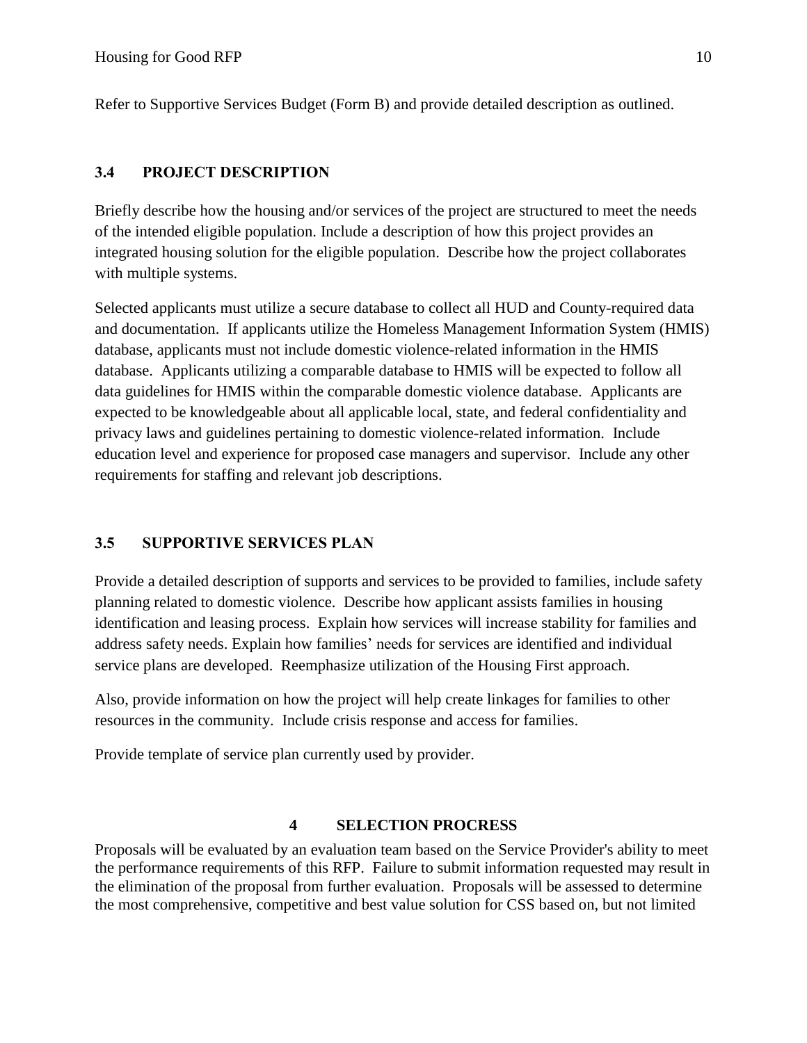Refer to Supportive Services Budget (Form B) and provide detailed description as outlined.

### 3.4 PROJECT DESCRIPTION

Briefly describe how the housing and/or services of the project are structured to meet the needs of the intended eligible population. Include a description of how this project provides an integrated housing solution for the eligible population. Describe how the project collaborates with multiple systems.

Selected applicants must utilize a secure database to collect all HUD and County-required data and documentation. If applicants utilize the Homeless Management Information System (HMIS) database, applicants must not include domestic violence-related information in the HMIS database. Applicants utilizing a comparable database to HMIS will be expected to follow all data guidelines for HMIS within the comparable domestic violence database. Applicants are expected to be knowledgeable about all applicable local, state, and federal confidentiality and privacy laws and guidelines pertaining to domestic violence-related information. Include education level and experience for proposed case managers and supervisor. Include any other requirements for staffing and relevant job descriptions.

### 3.5 SUPPORTIVE SERVICES PLAN

Provide a detailed description of supports and services to be provided to families, include safety planning related to domestic violence. Describe how applicant assists families in housing identification and leasing process. Explain how services will increase stability for families and address safety needs. Explain how families' needs for services are identified and individual service plans are developed. Reemphasize utilization of the Housing First approach.

Also, provide information on how the project will help create linkages for families to other resources in the community. Include crisis response and access for families.

Provide template of service plan currently used by provider.

## 4 SELECTION PROCRESS

Proposals will be evaluated by an evaluation team based on the Service Provider's ability to meet the performance requirements of this RFP. Failure to submit information requested may result in the elimination of the proposal from further evaluation. Proposals will be assessed to determine the most comprehensive, competitive and best value solution for CSS based on, but not limited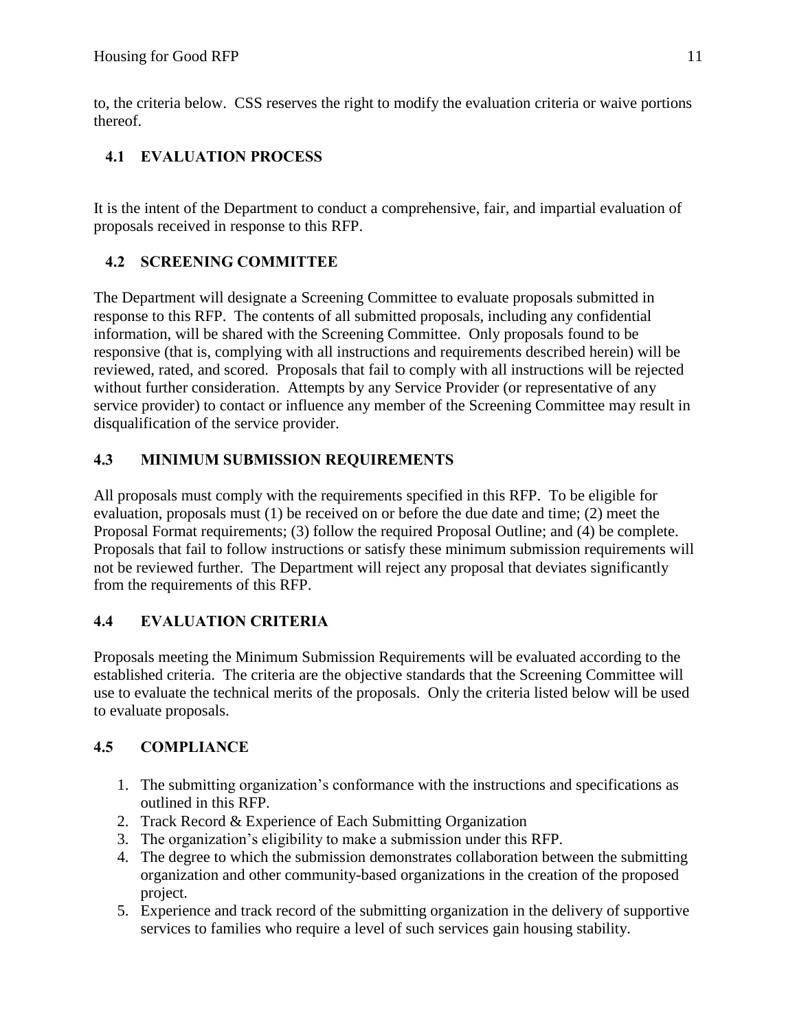to, the criteria below. CSS reserves the right to modify the evaluation criteria or waive portions thereof.

## 4.1 EVALUATION PROCESS

It is the intent of the Department to conduct a comprehensive, fair, and impartial evaluation of proposals received in response to this RFP.

## 4.2 SCREENING COMMITTEE

The Department will designate a Screening Committee to evaluate proposals submitted in response to this RFP. The contents of all submitted proposals, including any confidential information, will be shared with the Screening Committee. Only proposals found to be responsive (that is, complying with all instructions and requirements described herein) will be reviewed, rated, and scored. Proposals that fail to comply with all instructions will be rejected without further consideration. Attempts by any Service Provider (or representative of any service provider) to contact or influence any member of the Screening Committee may result in disqualification of the service provider.

## 4.3 MINIMUM SUBMISSION REQUIREMENTS

All proposals must comply with the requirements specified in this RFP. To be eligible for evaluation, proposals must (1) be received on or before the due date and time; (2) meet the Proposal Format requirements; (3) follow the required Proposal Outline; and (4) be complete. Proposals that fail to follow instructions or satisfy these minimum submission requirements will not be reviewed further. The Department will reject any proposal that deviates significantly from the requirements of this RFP.

## 4.4 EVALUATION CRITERIA

Proposals meeting the Minimum Submission Requirements will be evaluated according to the established criteria. The criteria are the objective standards that the Screening Committee will use to evaluate the technical merits of the proposals. Only the criteria listed below will be used to evaluate proposals.

## 4.5 COMPLIANCE

1. The submitting organization's conformance with the instructions and specifications as outlined in this RFP.
2. Track Record & Experience of Each Submitting Organization
3. The organization's eligibility to make a submission under this RFP.
4. The degree to which the submission demonstrates collaboration between the submitting organization and other community-based organizations in the creation of the proposed project.
5. Experience and track record of the submitting organization in the delivery of supportive services to families who require a level of such services gain housing stability.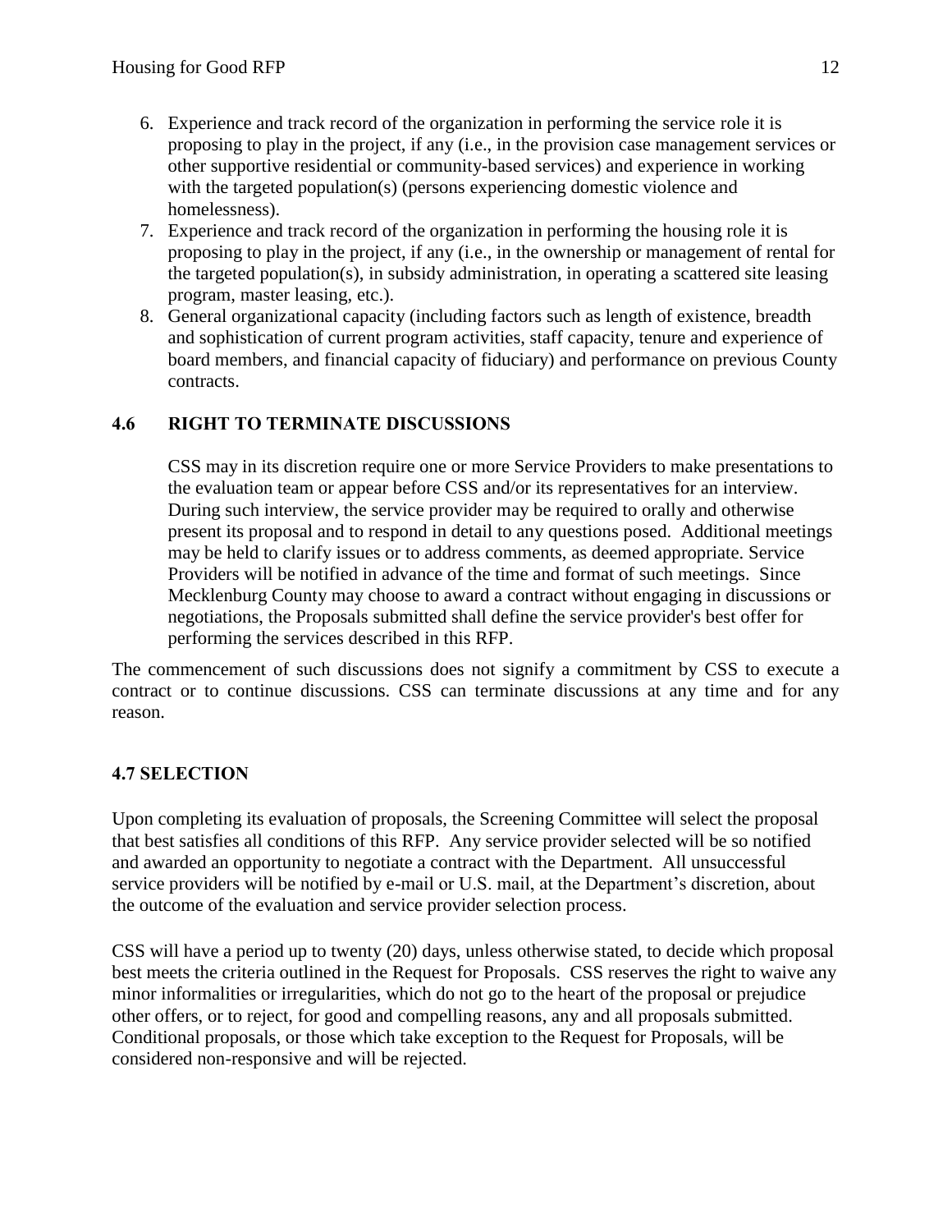6. Experience and track record of the organization in performing the service role it is proposing to play in the project, if any (i.e., in the provision case management services or other supportive residential or community-based services) and experience in working with the targeted population(s) (persons experiencing domestic violence and homelessness).
7. Experience and track record of the organization in performing the housing role it is proposing to play in the project, if any (i.e., in the ownership or management of rental for the targeted population(s), in subsidy administration, in operating a scattered site leasing program, master leasing, etc.).
8. General organizational capacity (including factors such as length of existence, breadth and sophistication of current program activities, staff capacity, tenure and experience of board members, and financial capacity of fiduciary) and performance on previous County contracts.

### 4.6 RIGHT TO TERMINATE DISCUSSIONS

CSS may in its discretion require one or more Service Providers to make presentations to the evaluation team or appear before CSS and/or its representatives for an interview. During such interview, the service provider may be required to orally and otherwise present its proposal and to respond in detail to any questions posed. Additional meetings may be held to clarify issues or to address comments, as deemed appropriate. Service Providers will be notified in advance of the time and format of such meetings. Since Mecklenburg County may choose to award a contract without engaging in discussions or negotiations, the Proposals submitted shall define the service provider's best offer for performing the services described in this RFP.

The commencement of such discussions does not signify a commitment by CSS to execute a contract or to continue discussions. CSS can terminate discussions at any time and for any reason.

### 4.7 SELECTION

Upon completing its evaluation of proposals, the Screening Committee will select the proposal that best satisfies all conditions of this RFP. Any service provider selected will be so notified and awarded an opportunity to negotiate a contract with the Department. All unsuccessful service providers will be notified by e-mail or U.S. mail, at the Department's discretion, about the outcome of the evaluation and service provider selection process.

CSS will have a period up to twenty (20) days, unless otherwise stated, to decide which proposal best meets the criteria outlined in the Request for Proposals. CSS reserves the right to waive any minor informalities or irregularities, which do not go to the heart of the proposal or prejudice other offers, or to reject, for good and compelling reasons, any and all proposals submitted. Conditional proposals, or those which take exception to the Request for Proposals, will be considered non-responsive and will be rejected.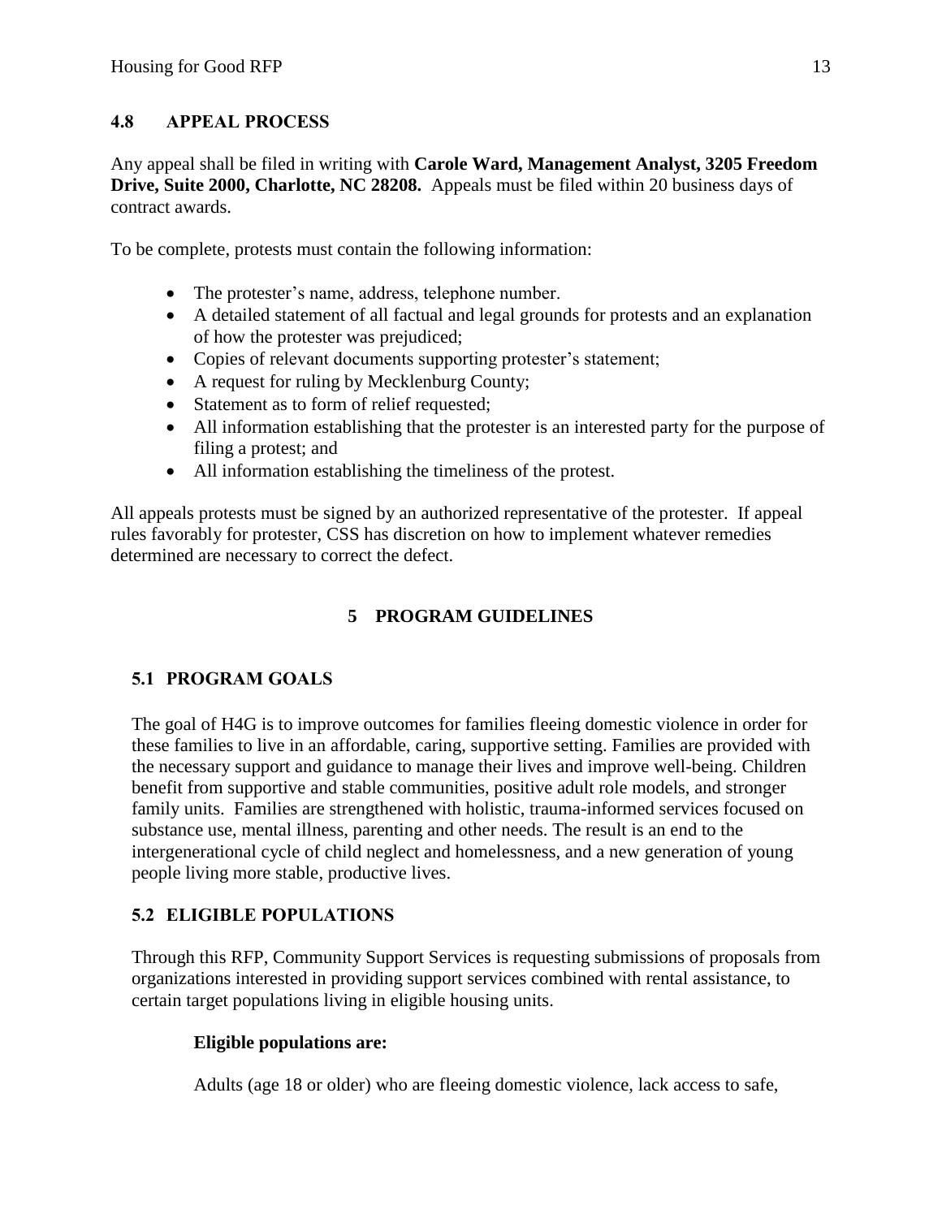### 4.8 APPEAL PROCESS

Any appeal shall be filed in writing with **Carole Ward, Management Analyst, 3205 Freedom Drive, Suite 2000, Charlotte, NC 28208.** Appeals must be filed within 20 business days of contract awards.

To be complete, protests must contain the following information:

- The protester's name, address, telephone number.
- A detailed statement of all factual and legal grounds for protests and an explanation of how the protester was prejudiced;
- Copies of relevant documents supporting protester's statement;
- A request for ruling by Mecklenburg County;
- Statement as to form of relief requested;
- All information establishing that the protester is an interested party for the purpose of filing a protest; and
- All information establishing the timeliness of the protest.

All appeals protests must be signed by an authorized representative of the protester. If appeal rules favorably for protester, CSS has discretion on how to implement whatever remedies determined are necessary to correct the defect.

## 5 PROGRAM GUIDELINES

### 5.1 PROGRAM GOALS

The goal of H4G is to improve outcomes for families fleeing domestic violence in order for these families to live in an affordable, caring, supportive setting. Families are provided with the necessary support and guidance to manage their lives and improve well-being. Children benefit from supportive and stable communities, positive adult role models, and stronger family units. Families are strengthened with holistic, trauma-informed services focused on substance use, mental illness, parenting and other needs. The result is an end to the intergenerational cycle of child neglect and homelessness, and a new generation of young people living more stable, productive lives.

### 5.2 ELIGIBLE POPULATIONS

Through this RFP, Community Support Services is requesting submissions of proposals from organizations interested in providing support services combined with rental assistance, to certain target populations living in eligible housing units.

**Eligible populations are:**

Adults (age 18 or older) who are fleeing domestic violence, lack access to safe,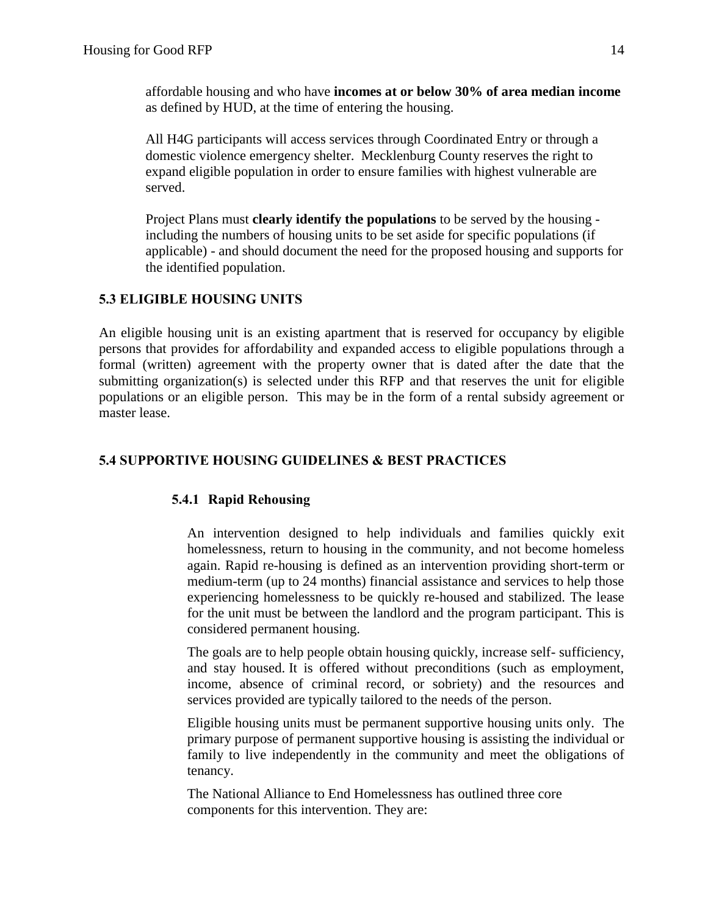affordable housing and who have **incomes at or below 30% of area median income** as defined by HUD, at the time of entering the housing.

All H4G participants will access services through Coordinated Entry or through a domestic violence emergency shelter. Mecklenburg County reserves the right to expand eligible population in order to ensure families with highest vulnerable are served.

Project Plans must **clearly identify the populations** to be served by the housing - including the numbers of housing units to be set aside for specific populations (if applicable) - and should document the need for the proposed housing and supports for the identified population.

## 5.3 ELIGIBLE HOUSING UNITS

An eligible housing unit is an existing apartment that is reserved for occupancy by eligible persons that provides for affordability and expanded access to eligible populations through a formal (written) agreement with the property owner that is dated after the date that the submitting organization(s) is selected under this RFP and that reserves the unit for eligible populations or an eligible person. This may be in the form of a rental subsidy agreement or master lease.

## 5.4 SUPPORTIVE HOUSING GUIDELINES & BEST PRACTICES

### 5.4.1 Rapid Rehousing

An intervention designed to help individuals and families quickly exit homelessness, return to housing in the community, and not become homeless again. Rapid re-housing is defined as an intervention providing short-term or medium-term (up to 24 months) financial assistance and services to help those experiencing homelessness to be quickly re-housed and stabilized. The lease for the unit must be between the landlord and the program participant. This is considered permanent housing.

The goals are to help people obtain housing quickly, increase self- sufficiency, and stay housed. It is offered without preconditions (such as employment, income, absence of criminal record, or sobriety) and the resources and services provided are typically tailored to the needs of the person.

Eligible housing units must be permanent supportive housing units only. The primary purpose of permanent supportive housing is assisting the individual or family to live independently in the community and meet the obligations of tenancy.

The National Alliance to End Homelessness has outlined three core components for this intervention. They are: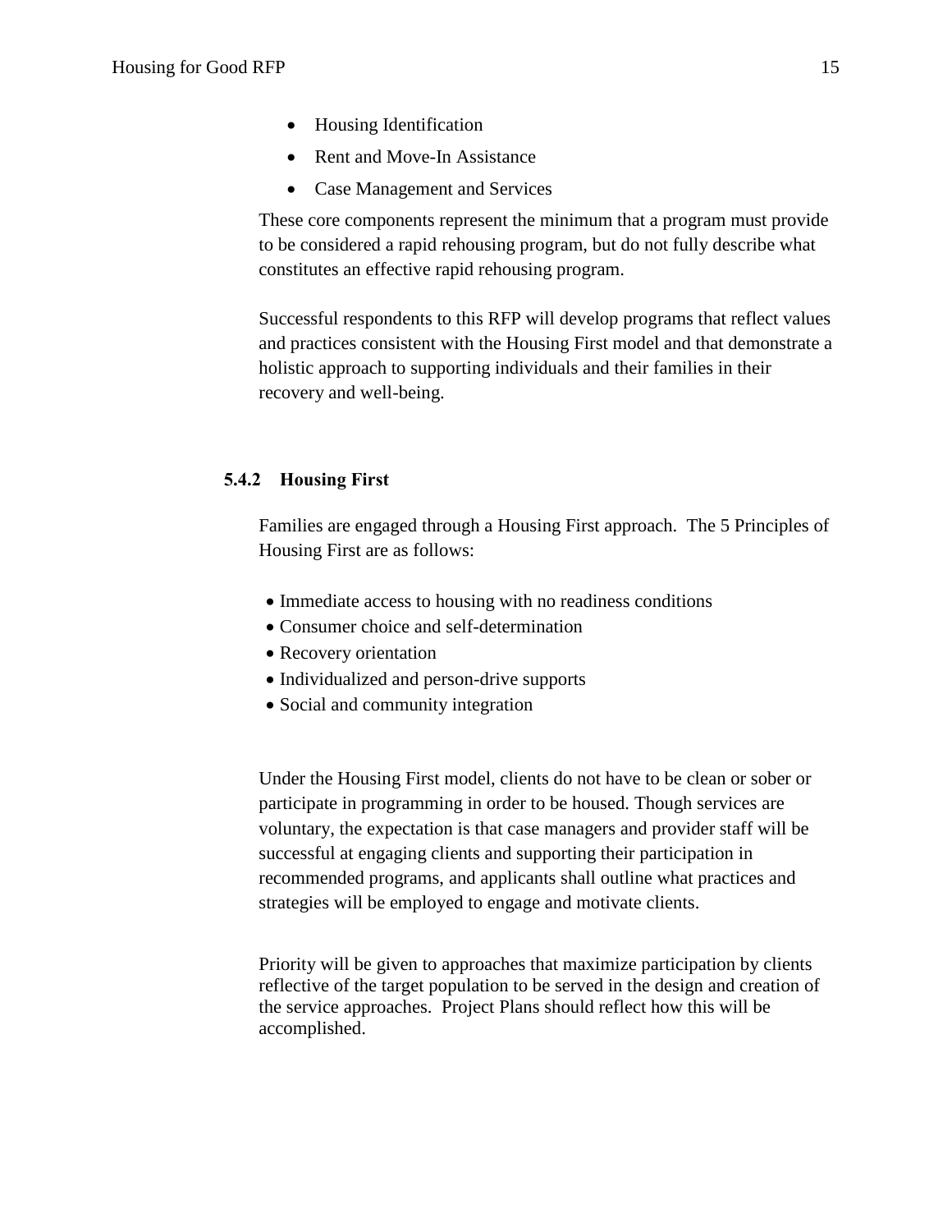- Housing Identification
- Rent and Move-In Assistance
- Case Management and Services

These core components represent the minimum that a program must provide to be considered a rapid rehousing program, but do not fully describe what constitutes an effective rapid rehousing program.

Successful respondents to this RFP will develop programs that reflect values and practices consistent with the Housing First model and that demonstrate a holistic approach to supporting individuals and their families in their recovery and well-being.

### 5.4.2 Housing First

Families are engaged through a Housing First approach. The 5 Principles of Housing First are as follows:

- Immediate access to housing with no readiness conditions
- Consumer choice and self-determination
- Recovery orientation
- Individualized and person-drive supports
- Social and community integration

Under the Housing First model, clients do not have to be clean or sober or participate in programming in order to be housed. Though services are voluntary, the expectation is that case managers and provider staff will be successful at engaging clients and supporting their participation in recommended programs, and applicants shall outline what practices and strategies will be employed to engage and motivate clients.

Priority will be given to approaches that maximize participation by clients reflective of the target population to be served in the design and creation of the service approaches. Project Plans should reflect how this will be accomplished.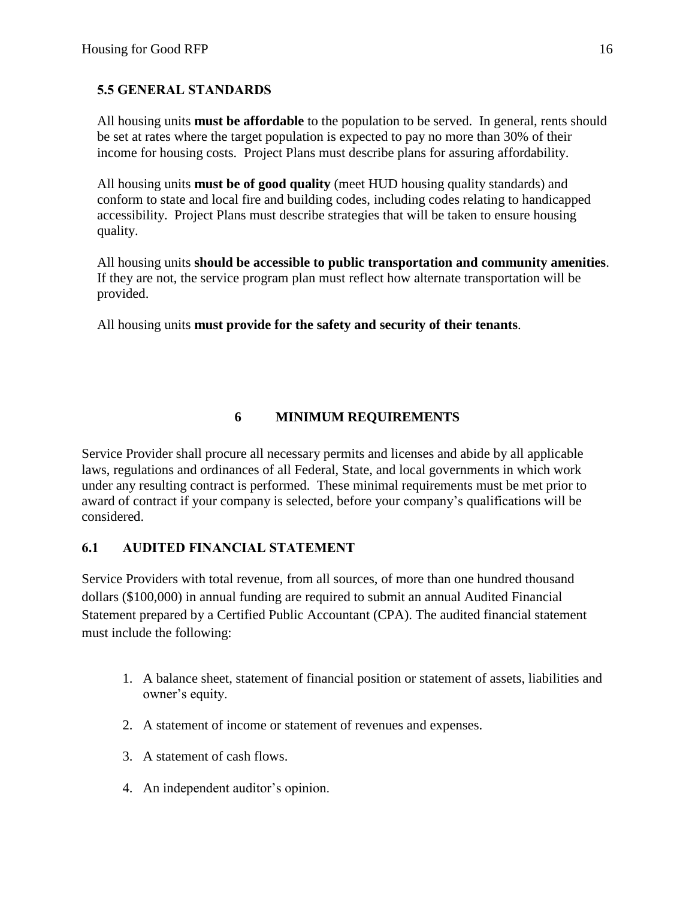### 5.5 GENERAL STANDARDS

All housing units **must be affordable** to the population to be served. In general, rents should be set at rates where the target population is expected to pay no more than 30% of their income for housing costs. Project Plans must describe plans for assuring affordability.

All housing units **must be of good quality** (meet HUD housing quality standards) and conform to state and local fire and building codes, including codes relating to handicapped accessibility. Project Plans must describe strategies that will be taken to ensure housing quality.

All housing units **should be accessible to public transportation and community amenities**. If they are not, the service program plan must reflect how alternate transportation will be provided.

All housing units **must provide for the safety and security of their tenants**.

## 6 MINIMUM REQUIREMENTS

Service Provider shall procure all necessary permits and licenses and abide by all applicable laws, regulations and ordinances of all Federal, State, and local governments in which work under any resulting contract is performed. These minimal requirements must be met prior to award of contract if your company is selected, before your company's qualifications will be considered.

### 6.1 AUDITED FINANCIAL STATEMENT

Service Providers with total revenue, from all sources, of more than one hundred thousand dollars ($100,000) in annual funding are required to submit an annual Audited Financial Statement prepared by a Certified Public Accountant (CPA). The audited financial statement must include the following:

1. A balance sheet, statement of financial position or statement of assets, liabilities and owner's equity.
2. A statement of income or statement of revenues and expenses.
3. A statement of cash flows.
4. An independent auditor's opinion.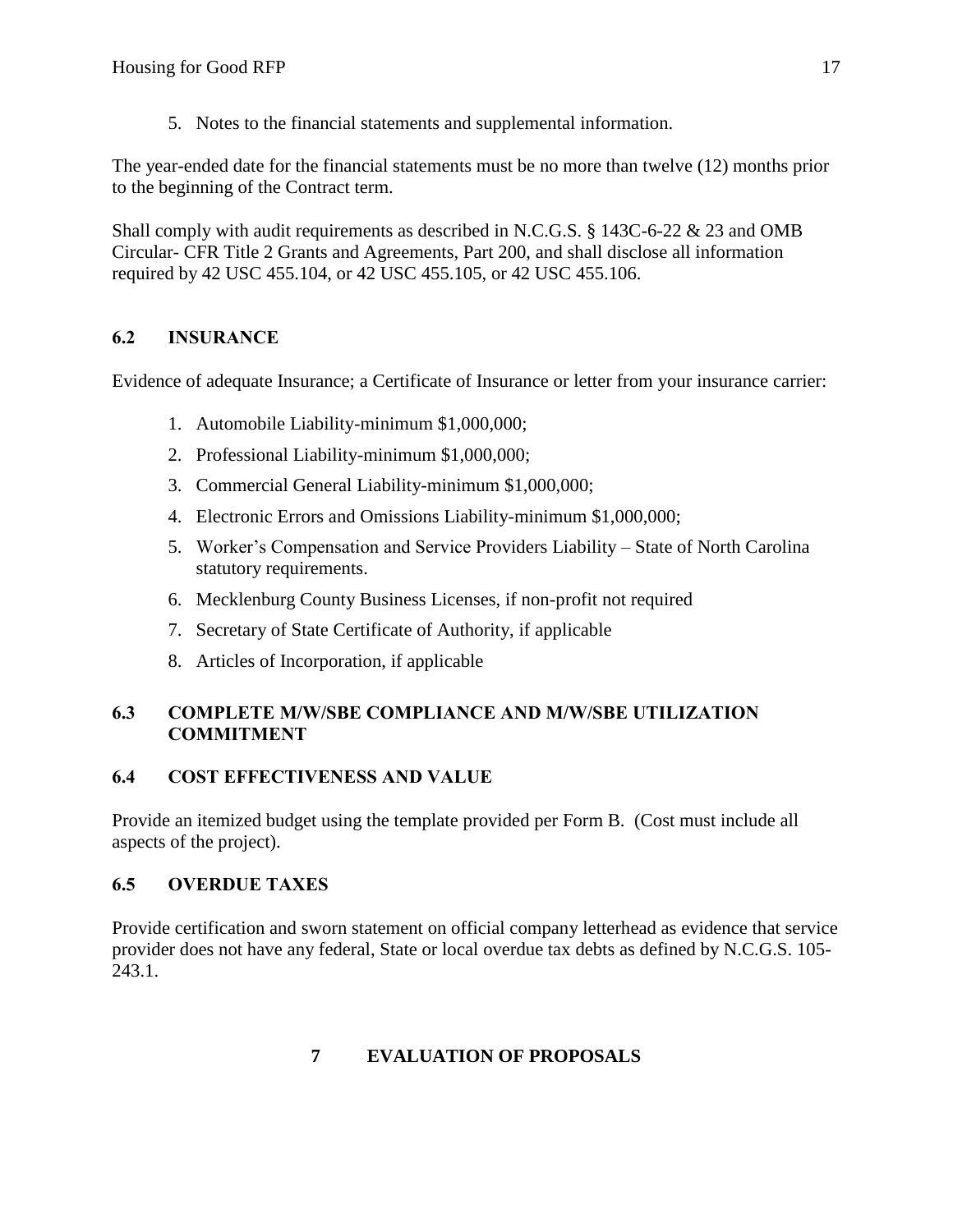5. Notes to the financial statements and supplemental information.

The year-ended date for the financial statements must be no more than twelve (12) months prior to the beginning of the Contract term.

Shall comply with audit requirements as described in N.C.G.S. § 143C-6-22 & 23 and OMB Circular- CFR Title 2 Grants and Agreements, Part 200, and shall disclose all information required by 42 USC 455.104, or 42 USC 455.105, or 42 USC 455.106.

### 6.2 INSURANCE

Evidence of adequate Insurance; a Certificate of Insurance or letter from your insurance carrier:

1. Automobile Liability-minimum $1,000,000;
2. Professional Liability-minimum $1,000,000;
3. Commercial General Liability-minimum $1,000,000;
4. Electronic Errors and Omissions Liability-minimum $1,000,000;
5. Worker's Compensation and Service Providers Liability – State of North Carolina statutory requirements.
6. Mecklenburg County Business Licenses, if non-profit not required
7. Secretary of State Certificate of Authority, if applicable
8. Articles of Incorporation, if applicable

### 6.3 COMPLETE M/W/SBE COMPLIANCE AND M/W/SBE UTILIZATION COMMITMENT

### 6.4 COST EFFECTIVENESS AND VALUE

Provide an itemized budget using the template provided per Form B. (Cost must include all aspects of the project).

### 6.5 OVERDUE TAXES

Provide certification and sworn statement on official company letterhead as evidence that service provider does not have any federal, State or local overdue tax debts as defined by N.C.G.S. 105-243.1.

## 7 EVALUATION OF PROPOSALS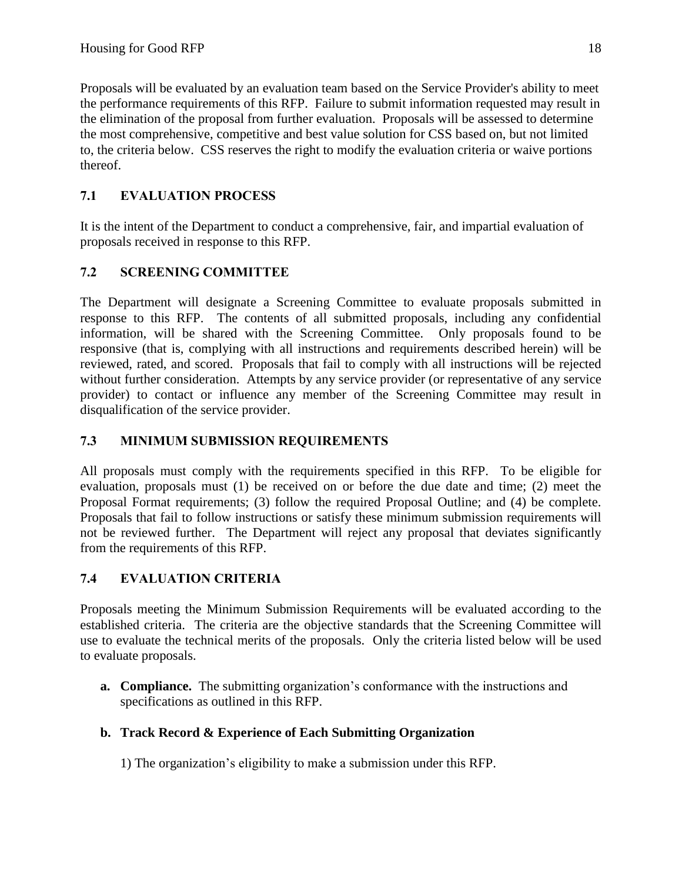Proposals will be evaluated by an evaluation team based on the Service Provider's ability to meet the performance requirements of this RFP. Failure to submit information requested may result in the elimination of the proposal from further evaluation. Proposals will be assessed to determine the most comprehensive, competitive and best value solution for CSS based on, but not limited to, the criteria below. CSS reserves the right to modify the evaluation criteria or waive portions thereof.

## 7.1 EVALUATION PROCESS

It is the intent of the Department to conduct a comprehensive, fair, and impartial evaluation of proposals received in response to this RFP.

## 7.2 SCREENING COMMITTEE

The Department will designate a Screening Committee to evaluate proposals submitted in response to this RFP. The contents of all submitted proposals, including any confidential information, will be shared with the Screening Committee. Only proposals found to be responsive (that is, complying with all instructions and requirements described herein) will be reviewed, rated, and scored. Proposals that fail to comply with all instructions will be rejected without further consideration. Attempts by any service provider (or representative of any service provider) to contact or influence any member of the Screening Committee may result in disqualification of the service provider.

## 7.3 MINIMUM SUBMISSION REQUIREMENTS

All proposals must comply with the requirements specified in this RFP. To be eligible for evaluation, proposals must (1) be received on or before the due date and time; (2) meet the Proposal Format requirements; (3) follow the required Proposal Outline; and (4) be complete. Proposals that fail to follow instructions or satisfy these minimum submission requirements will not be reviewed further. The Department will reject any proposal that deviates significantly from the requirements of this RFP.

## 7.4 EVALUATION CRITERIA

Proposals meeting the Minimum Submission Requirements will be evaluated according to the established criteria. The criteria are the objective standards that the Screening Committee will use to evaluate the technical merits of the proposals. Only the criteria listed below will be used to evaluate proposals.

**a. Compliance.** The submitting organization's conformance with the instructions and specifications as outlined in this RFP.

**b. Track Record & Experience of Each Submitting Organization**

1) The organization's eligibility to make a submission under this RFP.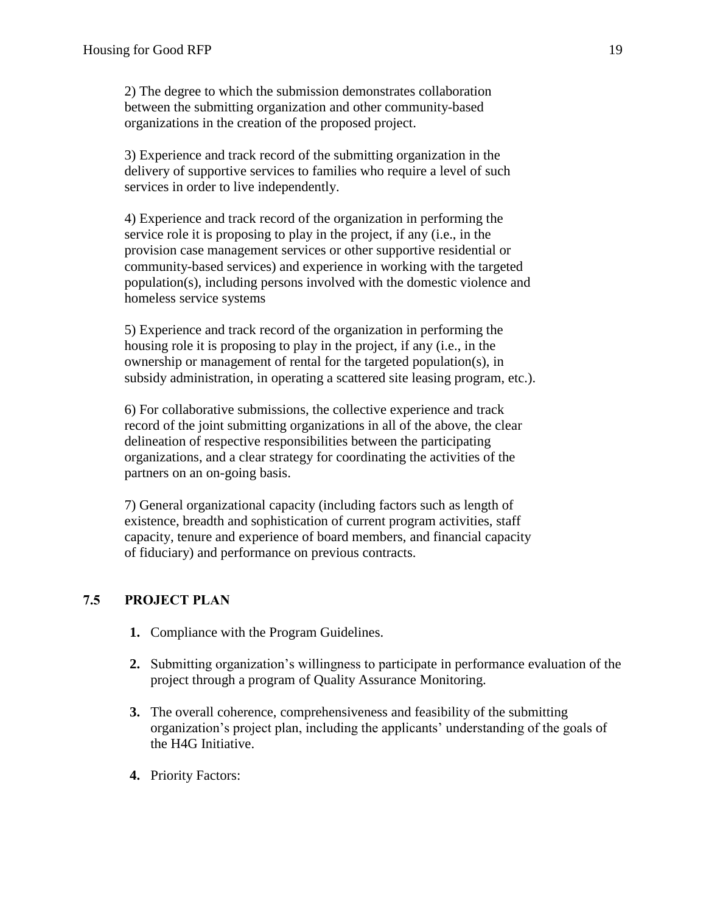2) The degree to which the submission demonstrates collaboration between the submitting organization and other community-based organizations in the creation of the proposed project.

3) Experience and track record of the submitting organization in the delivery of supportive services to families who require a level of such services in order to live independently.

4) Experience and track record of the organization in performing the service role it is proposing to play in the project, if any (i.e., in the provision case management services or other supportive residential or community-based services) and experience in working with the targeted population(s), including persons involved with the domestic violence and homeless service systems

5) Experience and track record of the organization in performing the housing role it is proposing to play in the project, if any (i.e., in the ownership or management of rental for the targeted population(s), in subsidy administration, in operating a scattered site leasing program, etc.).

6) For collaborative submissions, the collective experience and track record of the joint submitting organizations in all of the above, the clear delineation of respective responsibilities between the participating organizations, and a clear strategy for coordinating the activities of the partners on an on-going basis.

7) General organizational capacity (including factors such as length of existence, breadth and sophistication of current program activities, staff capacity, tenure and experience of board members, and financial capacity of fiduciary) and performance on previous contracts.

## 7.5 PROJECT PLAN

1. Compliance with the Program Guidelines.

2. Submitting organization's willingness to participate in performance evaluation of the project through a program of Quality Assurance Monitoring.

3. The overall coherence, comprehensiveness and feasibility of the submitting organization's project plan, including the applicants' understanding of the goals of the H4G Initiative.

4. Priority Factors: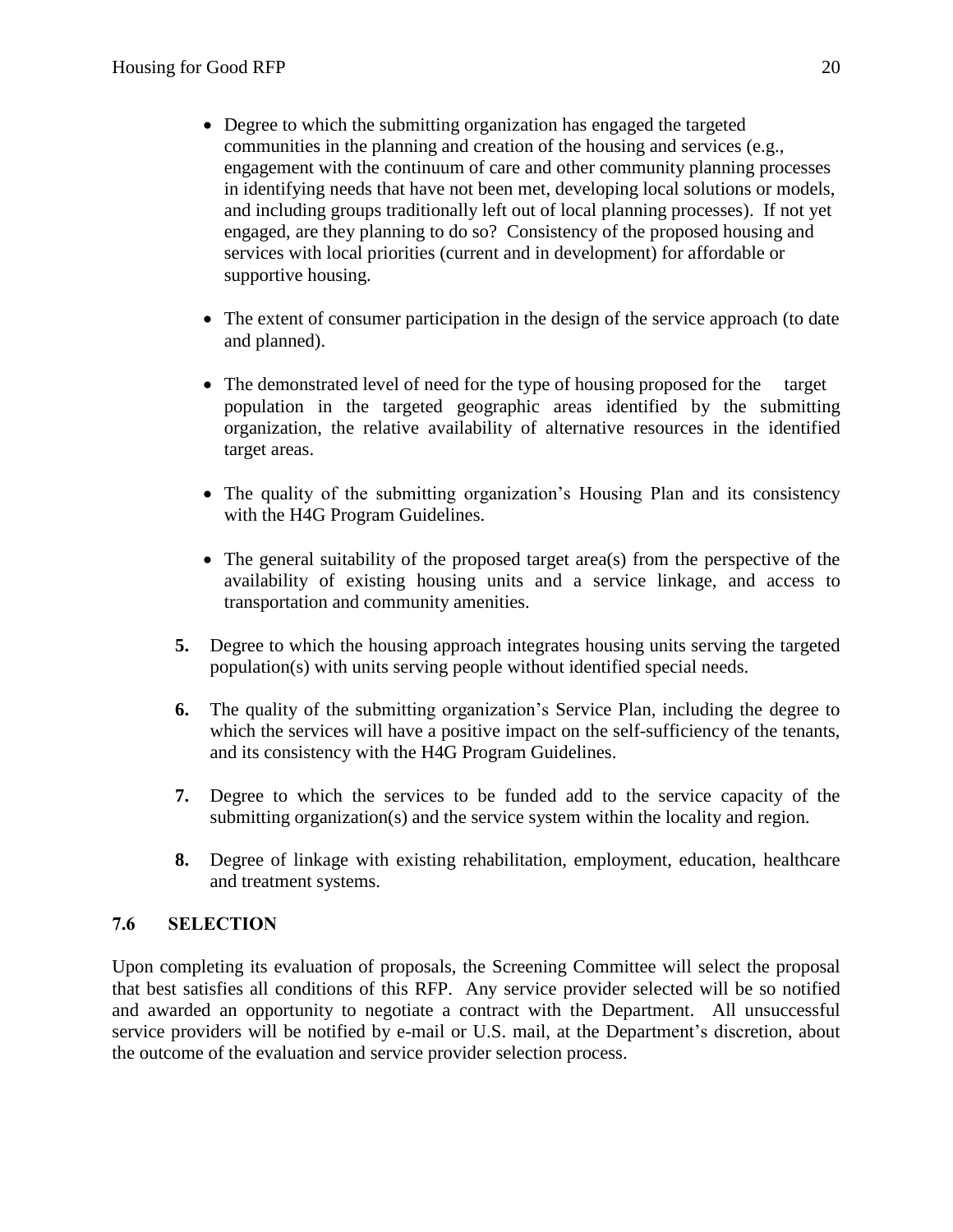- Degree to which the submitting organization has engaged the targeted communities in the planning and creation of the housing and services (e.g., engagement with the continuum of care and other community planning processes in identifying needs that have not been met, developing local solutions or models, and including groups traditionally left out of local planning processes). If not yet engaged, are they planning to do so? Consistency of the proposed housing and services with local priorities (current and in development) for affordable or supportive housing.

- The extent of consumer participation in the design of the service approach (to date and planned).

- The demonstrated level of need for the type of housing proposed for the target population in the targeted geographic areas identified by the submitting organization, the relative availability of alternative resources in the identified target areas.

- The quality of the submitting organization's Housing Plan and its consistency with the H4G Program Guidelines.

- The general suitability of the proposed target area(s) from the perspective of the availability of existing housing units and a service linkage, and access to transportation and community amenities.

**5.** Degree to which the housing approach integrates housing units serving the targeted population(s) with units serving people without identified special needs.

**6.** The quality of the submitting organization's Service Plan, including the degree to which the services will have a positive impact on the self-sufficiency of the tenants, and its consistency with the H4G Program Guidelines.

**7.** Degree to which the services to be funded add to the service capacity of the submitting organization(s) and the service system within the locality and region.

**8.** Degree of linkage with existing rehabilitation, employment, education, healthcare and treatment systems.

## 7.6 SELECTION

Upon completing its evaluation of proposals, the Screening Committee will select the proposal that best satisfies all conditions of this RFP. Any service provider selected will be so notified and awarded an opportunity to negotiate a contract with the Department. All unsuccessful service providers will be notified by e-mail or U.S. mail, at the Department's discretion, about the outcome of the evaluation and service provider selection process.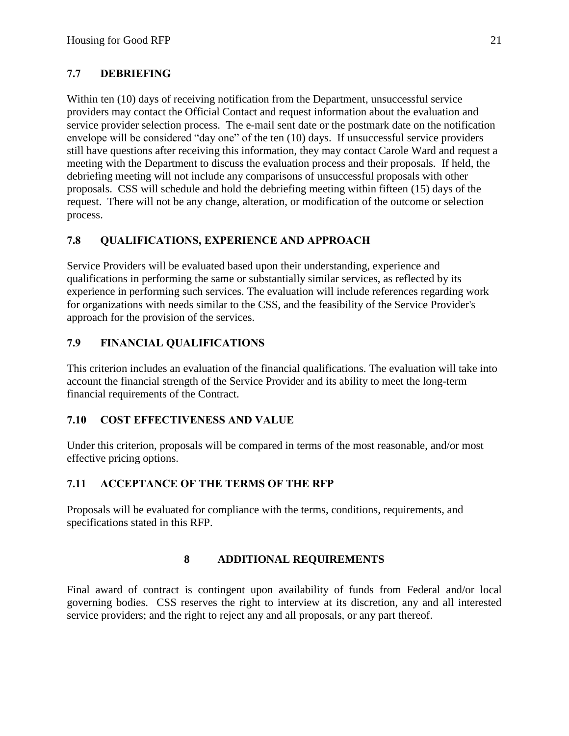### 7.7 DEBRIEFING

Within ten (10) days of receiving notification from the Department, unsuccessful service providers may contact the Official Contact and request information about the evaluation and service provider selection process. The e-mail sent date or the postmark date on the notification envelope will be considered "day one" of the ten (10) days. If unsuccessful service providers still have questions after receiving this information, they may contact Carole Ward and request a meeting with the Department to discuss the evaluation process and their proposals. If held, the debriefing meeting will not include any comparisons of unsuccessful proposals with other proposals. CSS will schedule and hold the debriefing meeting within fifteen (15) days of the request. There will not be any change, alteration, or modification of the outcome or selection process.

### 7.8 QUALIFICATIONS, EXPERIENCE AND APPROACH

Service Providers will be evaluated based upon their understanding, experience and qualifications in performing the same or substantially similar services, as reflected by its experience in performing such services. The evaluation will include references regarding work for organizations with needs similar to the CSS, and the feasibility of the Service Provider's approach for the provision of the services.

### 7.9 FINANCIAL QUALIFICATIONS

This criterion includes an evaluation of the financial qualifications. The evaluation will take into account the financial strength of the Service Provider and its ability to meet the long-term financial requirements of the Contract.

### 7.10 COST EFFECTIVENESS AND VALUE

Under this criterion, proposals will be compared in terms of the most reasonable, and/or most effective pricing options.

### 7.11 ACCEPTANCE OF THE TERMS OF THE RFP

Proposals will be evaluated for compliance with the terms, conditions, requirements, and specifications stated in this RFP.

## 8 ADDITIONAL REQUIREMENTS

Final award of contract is contingent upon availability of funds from Federal and/or local governing bodies. CSS reserves the right to interview at its discretion, any and all interested service providers; and the right to reject any and all proposals, or any part thereof.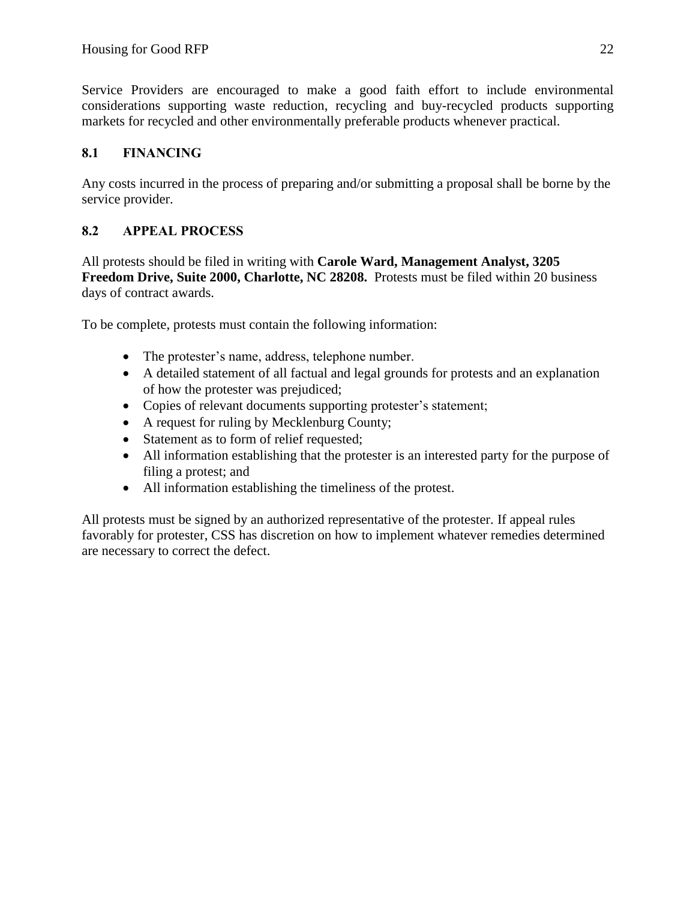Service Providers are encouraged to make a good faith effort to include environmental considerations supporting waste reduction, recycling and buy-recycled products supporting markets for recycled and other environmentally preferable products whenever practical.

## 8.1 FINANCING

Any costs incurred in the process of preparing and/or submitting a proposal shall be borne by the service provider.

## 8.2 APPEAL PROCESS

All protests should be filed in writing with **Carole Ward, Management Analyst, 3205 Freedom Drive, Suite 2000, Charlotte, NC 28208.** Protests must be filed within 20 business days of contract awards.

To be complete, protests must contain the following information:

- The protester's name, address, telephone number.
- A detailed statement of all factual and legal grounds for protests and an explanation of how the protester was prejudiced;
- Copies of relevant documents supporting protester's statement;
- A request for ruling by Mecklenburg County;
- Statement as to form of relief requested;
- All information establishing that the protester is an interested party for the purpose of filing a protest; and
- All information establishing the timeliness of the protest.

All protests must be signed by an authorized representative of the protester. If appeal rules favorably for protester, CSS has discretion on how to implement whatever remedies determined are necessary to correct the defect.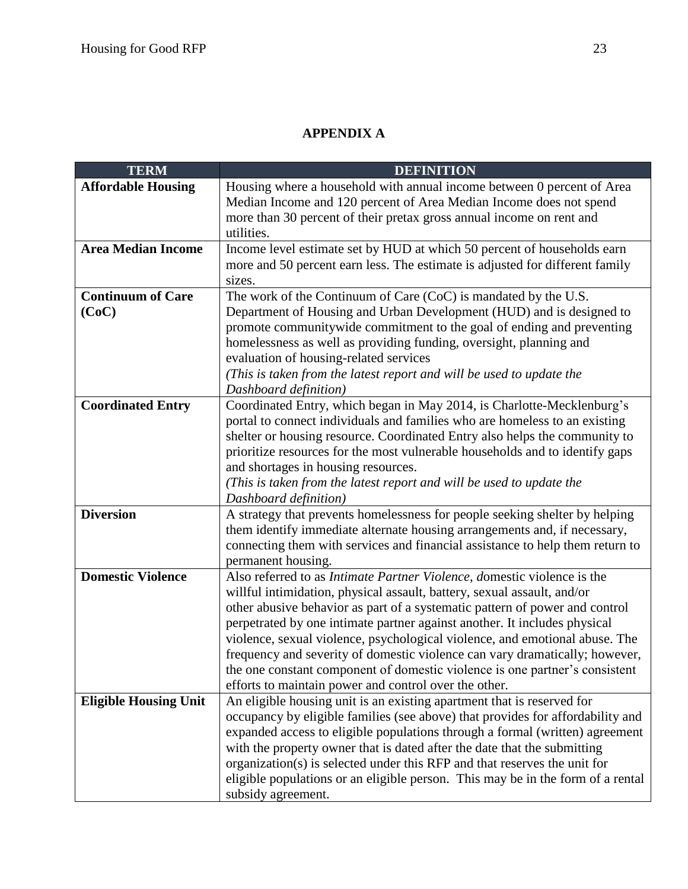# APPENDIX A

| TERM | DEFINITION |
|---|---|
| **Affordable Housing** | Housing where a household with annual income between 0 percent of Area Median Income and 120 percent of Area Median Income does not spend more than 30 percent of their pretax gross annual income on rent and utilities. |
| **Area Median Income** | Income level estimate set by HUD at which 50 percent of households earn more and 50 percent earn less. The estimate is adjusted for different family sizes. |
| **Continuum of Care (CoC)** | The work of the Continuum of Care (CoC) is mandated by the U.S. Department of Housing and Urban Development (HUD) and is designed to promote communitywide commitment to the goal of ending and preventing homelessness as well as providing funding, oversight, planning and evaluation of housing-related services *(This is taken from the latest report and will be used to update the Dashboard definition)* |
| **Coordinated Entry** | Coordinated Entry, which began in May 2014, is Charlotte-Mecklenburg's portal to connect individuals and families who are homeless to an existing shelter or housing resource. Coordinated Entry also helps the community to prioritize resources for the most vulnerable households and to identify gaps and shortages in housing resources. *(This is taken from the latest report and will be used to update the Dashboard definition)* |
| **Diversion** | A strategy that prevents homelessness for people seeking shelter by helping them identify immediate alternate housing arrangements and, if necessary, connecting them with services and financial assistance to help them return to permanent housing. |
| **Domestic Violence** | Also referred to as *Intimate Partner Violence*, *d*omestic violence is the willful intimidation, physical assault, battery, sexual assault, and/or other abusive behavior as part of a systematic pattern of power and control perpetrated by one intimate partner against another. It includes physical violence, sexual violence, psychological violence, and emotional abuse. The frequency and severity of domestic violence can vary dramatically; however, the one constant component of domestic violence is one partner's consistent efforts to maintain power and control over the other. |
| **Eligible Housing Unit** | An eligible housing unit is an existing apartment that is reserved for occupancy by eligible families (see above) that provides for affordability and expanded access to eligible populations through a formal (written) agreement with the property owner that is dated after the date that the submitting organization(s) is selected under this RFP and that reserves the unit for eligible populations or an eligible person. This may be in the form of a rental subsidy agreement. |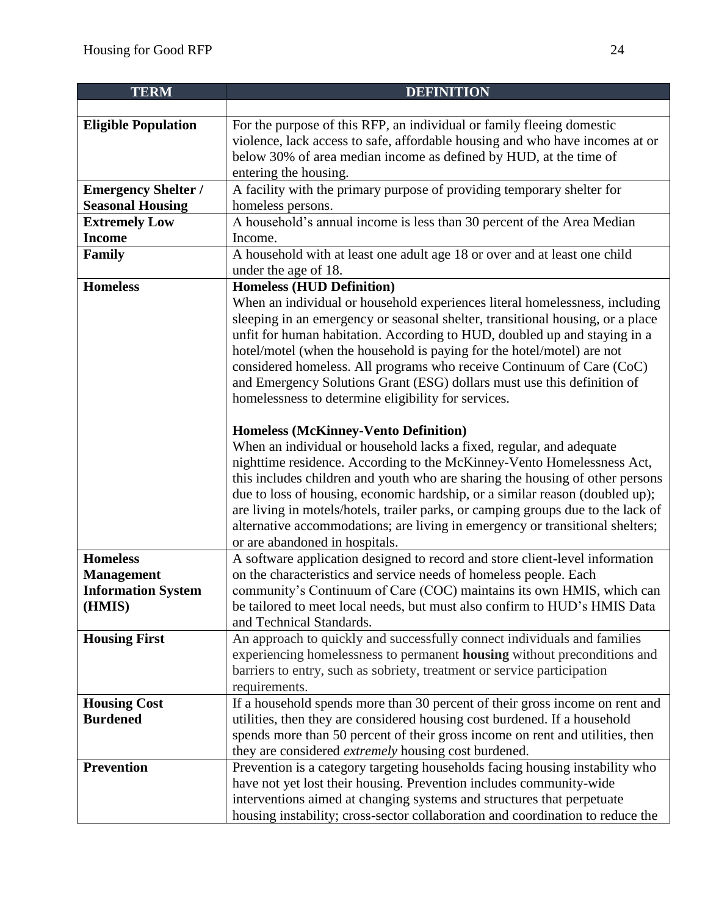| TERM | DEFINITION |
| --- | --- |
| | |
| **Eligible Population** | For the purpose of this RFP, an individual or family fleeing domestic violence, lack access to safe, affordable housing and who have incomes at or below 30% of area median income as defined by HUD, at the time of entering the housing. |
| **Emergency Shelter / Seasonal Housing** | A facility with the primary purpose of providing temporary shelter for homeless persons. |
| **Extremely Low Income** | A household's annual income is less than 30 percent of the Area Median Income. |
| **Family** | A household with at least one adult age 18 or over and at least one child under the age of 18. |
| **Homeless** | **Homeless (HUD Definition)**<br>When an individual or household experiences literal homelessness, including sleeping in an emergency or seasonal shelter, transitional housing, or a place unfit for human habitation. According to HUD, doubled up and staying in a hotel/motel (when the household is paying for the hotel/motel) are not considered homeless. All programs who receive Continuum of Care (CoC) and Emergency Solutions Grant (ESG) dollars must use this definition of homelessness to determine eligibility for services.<br><br>**Homeless (McKinney-Vento Definition)**<br>When an individual or household lacks a fixed, regular, and adequate nighttime residence. According to the McKinney-Vento Homelessness Act, this includes children and youth who are sharing the housing of other persons due to loss of housing, economic hardship, or a similar reason (doubled up); are living in motels/hotels, trailer parks, or camping groups due to the lack of alternative accommodations; are living in emergency or transitional shelters; or are abandoned in hospitals. |
| **Homeless Management Information System (HMIS)** | A software application designed to record and store client-level information on the characteristics and service needs of homeless people. Each community's Continuum of Care (COC) maintains its own HMIS, which can be tailored to meet local needs, but must also confirm to HUD's HMIS Data and Technical Standards. |
| **Housing First** | An approach to quickly and successfully connect individuals and families experiencing homelessness to permanent **housing** without preconditions and barriers to entry, such as sobriety, treatment or service participation requirements. |
| **Housing Cost Burdened** | If a household spends more than 30 percent of their gross income on rent and utilities, then they are considered housing cost burdened. If a household spends more than 50 percent of their gross income on rent and utilities, then they are considered *extremely* housing cost burdened. |
| **Prevention** | Prevention is a category targeting households facing housing instability who have not yet lost their housing. Prevention includes community-wide interventions aimed at changing systems and structures that perpetuate housing instability; cross-sector collaboration and coordination to reduce the |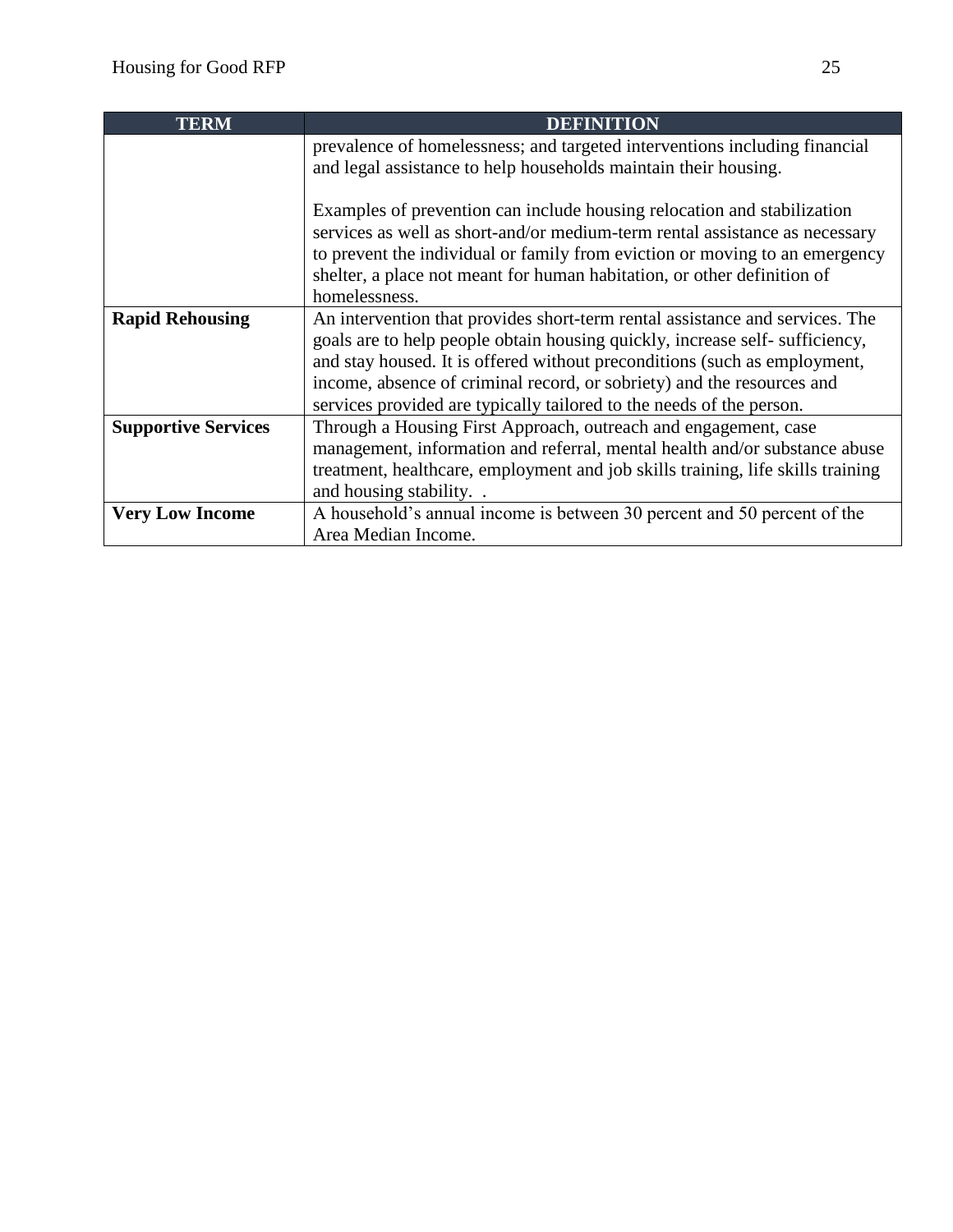| TERM | DEFINITION |
| --- | --- |
| | prevalence of homelessness; and targeted interventions including financial and legal assistance to help households maintain their housing.<br><br>Examples of prevention can include housing relocation and stabilization services as well as short-and/or medium-term rental assistance as necessary to prevent the individual or family from eviction or moving to an emergency shelter, a place not meant for human habitation, or other definition of homelessness. |
| **Rapid Rehousing** | An intervention that provides short-term rental assistance and services. The goals are to help people obtain housing quickly, increase self- sufficiency, and stay housed. It is offered without preconditions (such as employment, income, absence of criminal record, or sobriety) and the resources and services provided are typically tailored to the needs of the person. |
| **Supportive Services** | Through a Housing First Approach, outreach and engagement, case management, information and referral, mental health and/or substance abuse treatment, healthcare, employment and job skills training, life skills training and housing stability. . |
| **Very Low Income** | A household's annual income is between 30 percent and 50 percent of the Area Median Income. |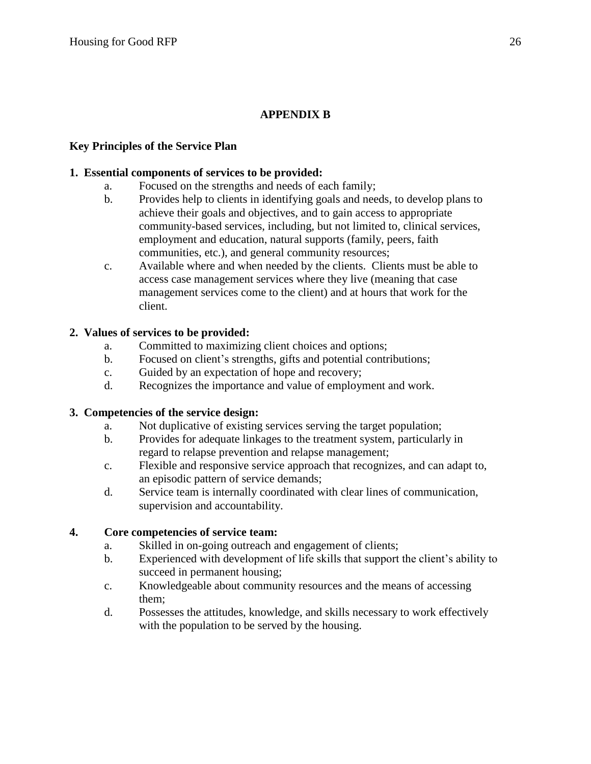## APPENDIX B

**Key Principles of the Service Plan**

**1. Essential components of services to be provided:**

a. Focused on the strengths and needs of each family;

b. Provides help to clients in identifying goals and needs, to develop plans to achieve their goals and objectives, and to gain access to appropriate community-based services, including, but not limited to, clinical services, employment and education, natural supports (family, peers, faith communities, etc.), and general community resources;

c. Available where and when needed by the clients. Clients must be able to access case management services where they live (meaning that case management services come to the client) and at hours that work for the client.

**2. Values of services to be provided:**

a. Committed to maximizing client choices and options;

b. Focused on client's strengths, gifts and potential contributions;

c. Guided by an expectation of hope and recovery;

d. Recognizes the importance and value of employment and work.

**3. Competencies of the service design:**

a. Not duplicative of existing services serving the target population;

b. Provides for adequate linkages to the treatment system, particularly in regard to relapse prevention and relapse management;

c. Flexible and responsive service approach that recognizes, and can adapt to, an episodic pattern of service demands;

d. Service team is internally coordinated with clear lines of communication, supervision and accountability.

**4. Core competencies of service team:**

a. Skilled in on-going outreach and engagement of clients;

b. Experienced with development of life skills that support the client's ability to succeed in permanent housing;

c. Knowledgeable about community resources and the means of accessing them;

d. Possesses the attitudes, knowledge, and skills necessary to work effectively with the population to be served by the housing.